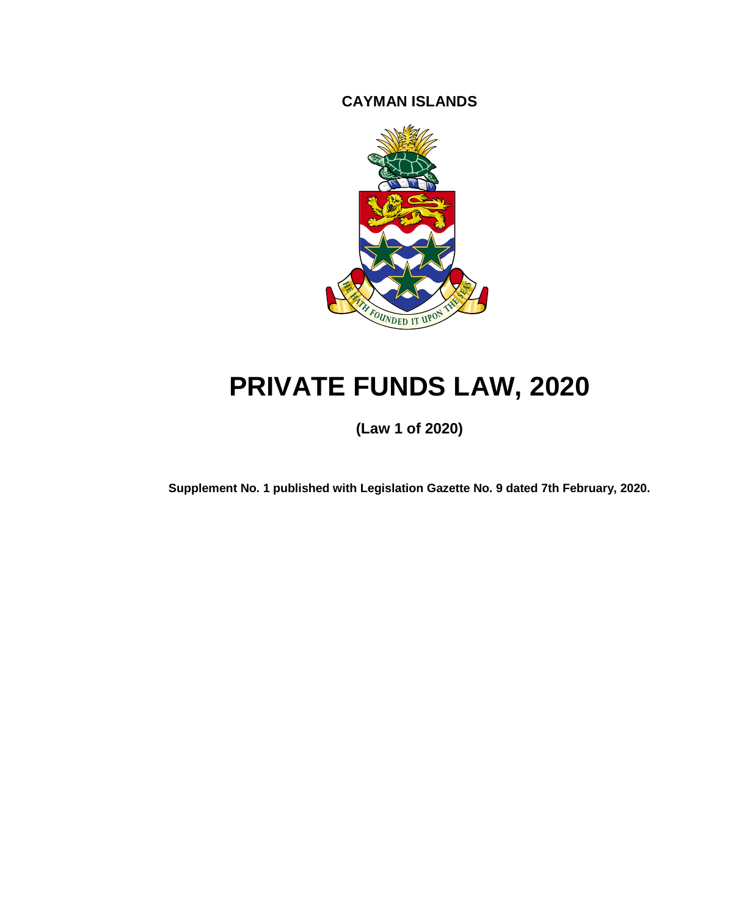**CAYMAN ISLANDS**

# PRIVATE FUNDS LAW, 2020

**(Law 1 of 2020)**

**Supplement No. 1 published with Legislation Gazette No. 9 dated 7th February, 2020.**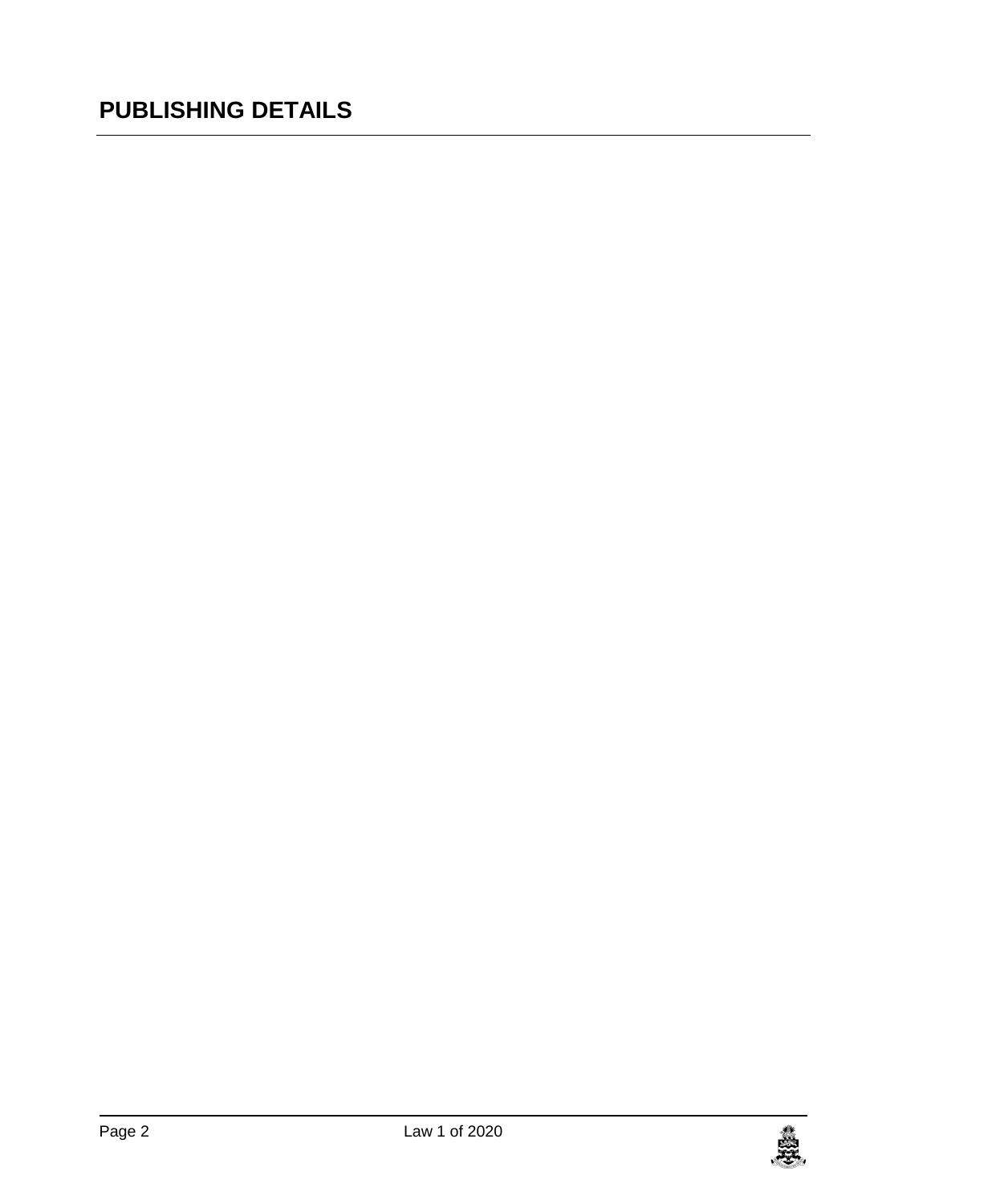# PUBLISHING DETAILS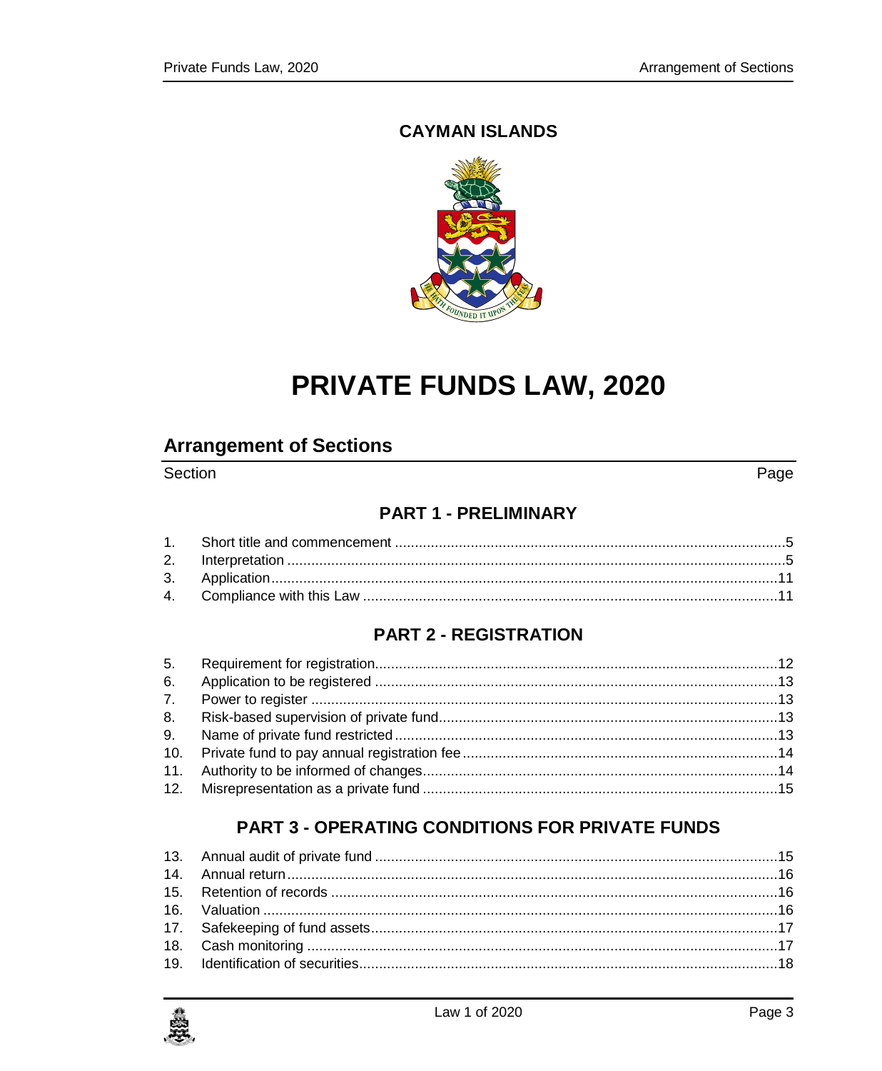**CAYMAN ISLANDS**

# PRIVATE FUNDS LAW, 2020

## Arrangement of Sections

| Section | | Page |
|---|---|---|
| | **PART 1 - PRELIMINARY** | |
| 1. | Short title and commencement | 5 |
| 2. | Interpretation | 5 |
| 3. | Application | 11 |
| 4. | Compliance with this Law | 11 |
| | **PART 2 - REGISTRATION** | |
| 5. | Requirement for registration | 12 |
| 6. | Application to be registered | 13 |
| 7. | Power to register | 13 |
| 8. | Risk-based supervision of private fund | 13 |
| 9. | Name of private fund restricted | 13 |
| 10. | Private fund to pay annual registration fee | 14 |
| 11. | Authority to be informed of changes | 14 |
| 12. | Misrepresentation as a private fund | 15 |
| | **PART 3 - OPERATING CONDITIONS FOR PRIVATE FUNDS** | |
| 13. | Annual audit of private fund | 15 |
| 14. | Annual return | 16 |
| 15. | Retention of records | 16 |
| 16. | Valuation | 16 |
| 17. | Safekeeping of fund assets | 17 |
| 18. | Cash monitoring | 17 |
| 19. | Identification of securities | 18 |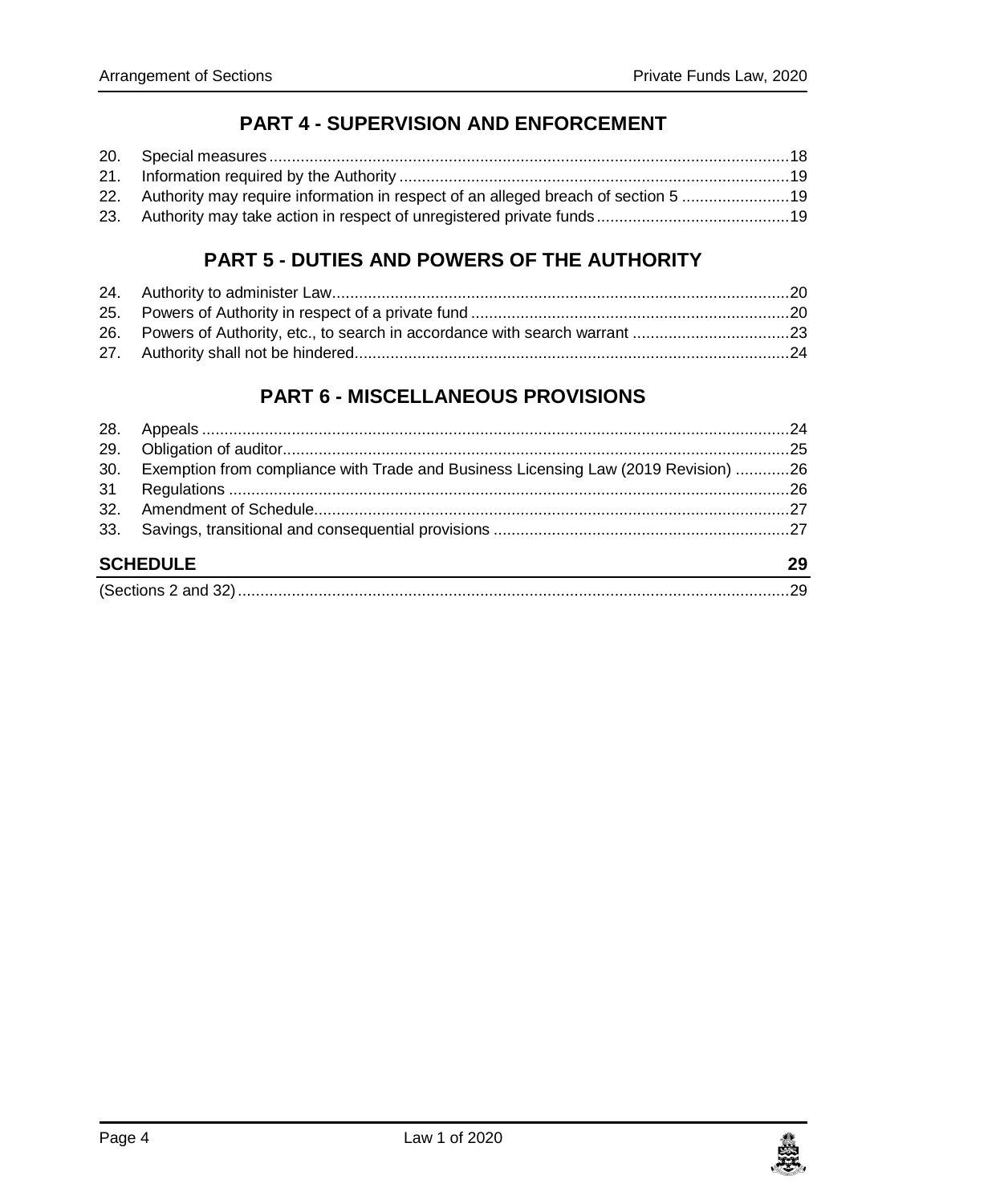## PART 4 - SUPERVISION AND ENFORCEMENT

20. Special measures.....18
21. Information required by the Authority.....19
22. Authority may require information in respect of an alleged breach of section 5.....19
23. Authority may take action in respect of unregistered private funds.....19

## PART 5 - DUTIES AND POWERS OF THE AUTHORITY

24. Authority to administer Law.....20
25. Powers of Authority in respect of a private fund.....20
26. Powers of Authority, etc., to search in accordance with search warrant.....23
27. Authority shall not be hindered.....24

## PART 6 - MISCELLANEOUS PROVISIONS

28. Appeals.....24
29. Obligation of auditor.....25
30. Exemption from compliance with Trade and Business Licensing Law (2019 Revision).....26
31 Regulations.....26
32. Amendment of Schedule.....27
33. Savings, transitional and consequential provisions.....27

## SCHEDULE 29

(Sections 2 and 32).....29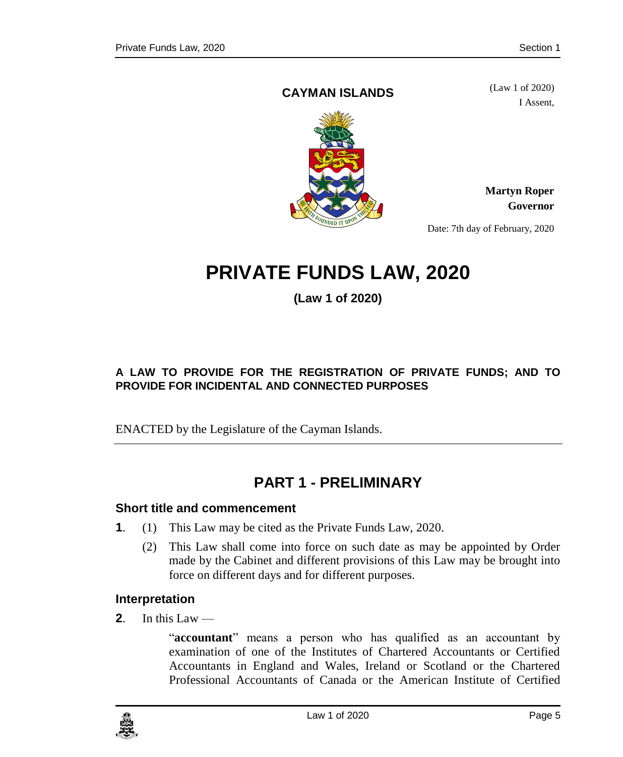**CAYMAN ISLANDS**

(Law 1 of 2020)

I Assent,

**Martyn Roper**
**Governor**

Date: 7th day of February, 2020

# PRIVATE FUNDS LAW, 2020

**(Law 1 of 2020)**

**A LAW TO PROVIDE FOR THE REGISTRATION OF PRIVATE FUNDS; AND TO PROVIDE FOR INCIDENTAL AND CONNECTED PURPOSES**

ENACTED by the Legislature of the Cayman Islands.

## PART 1 - PRELIMINARY

### Short title and commencement

**1**. (1) This Law may be cited as the Private Funds Law, 2020.

(2) This Law shall come into force on such date as may be appointed by Order made by the Cabinet and different provisions of this Law may be brought into force on different days and for different purposes.

### Interpretation

**2**. In this Law —

"**accountant**" means a person who has qualified as an accountant by examination of one of the Institutes of Chartered Accountants or Certified Accountants in England and Wales, Ireland or Scotland or the Chartered Professional Accountants of Canada or the American Institute of Certified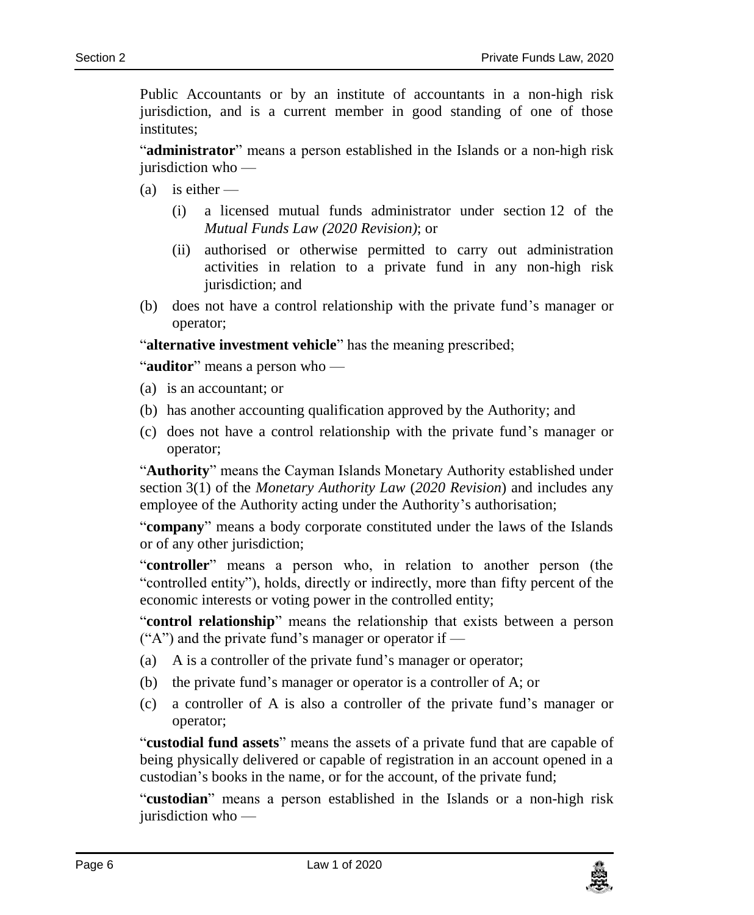Public Accountants or by an institute of accountants in a non-high risk jurisdiction, and is a current member in good standing of one of those institutes;

"**administrator**" means a person established in the Islands or a non-high risk jurisdiction who —

- (a) is either —
  - (i) a licensed mutual funds administrator under section 12 of the *Mutual Funds Law (2020 Revision)*; or
  - (ii) authorised or otherwise permitted to carry out administration activities in relation to a private fund in any non-high risk jurisdiction; and
- (b) does not have a control relationship with the private fund's manager or operator;

"**alternative investment vehicle**" has the meaning prescribed;

"**auditor**" means a person who —

- (a) is an accountant; or
- (b) has another accounting qualification approved by the Authority; and
- (c) does not have a control relationship with the private fund's manager or operator;

"**Authority**" means the Cayman Islands Monetary Authority established under section 3(1) of the *Monetary Authority Law* (*2020 Revision*) and includes any employee of the Authority acting under the Authority's authorisation;

"**company**" means a body corporate constituted under the laws of the Islands or of any other jurisdiction;

"**controller**" means a person who, in relation to another person (the "controlled entity"), holds, directly or indirectly, more than fifty percent of the economic interests or voting power in the controlled entity;

"**control relationship**" means the relationship that exists between a person ("A") and the private fund's manager or operator if —

- (a) A is a controller of the private fund's manager or operator;
- (b) the private fund's manager or operator is a controller of A; or
- (c) a controller of A is also a controller of the private fund's manager or operator;

"**custodial fund assets**" means the assets of a private fund that are capable of being physically delivered or capable of registration in an account opened in a custodian's books in the name, or for the account, of the private fund;

"**custodian**" means a person established in the Islands or a non-high risk jurisdiction who —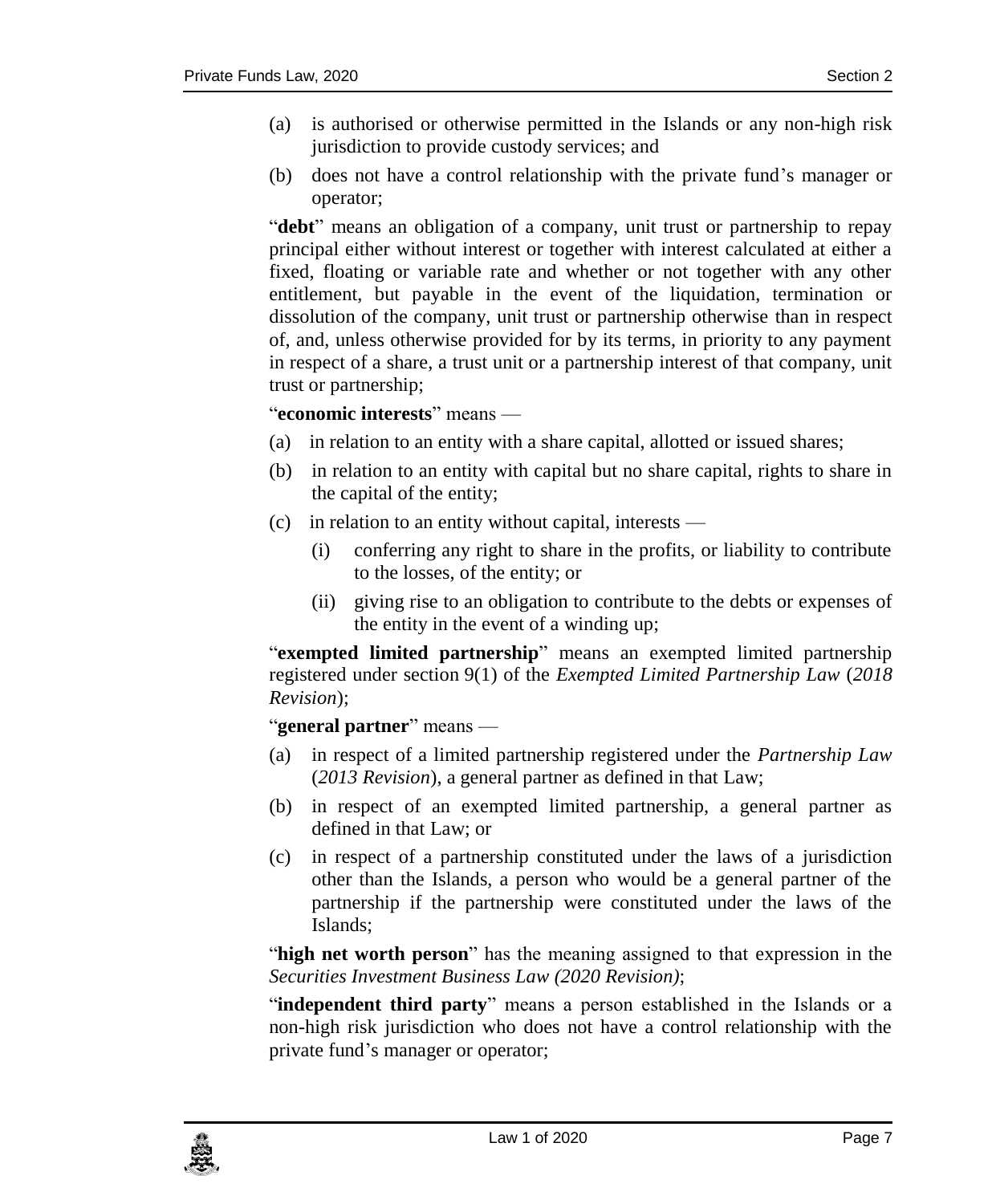(a) is authorised or otherwise permitted in the Islands or any non-high risk jurisdiction to provide custody services; and

(b) does not have a control relationship with the private fund's manager or operator;

"**debt**" means an obligation of a company, unit trust or partnership to repay principal either without interest or together with interest calculated at either a fixed, floating or variable rate and whether or not together with any other entitlement, but payable in the event of the liquidation, termination or dissolution of the company, unit trust or partnership otherwise than in respect of, and, unless otherwise provided for by its terms, in priority to any payment in respect of a share, a trust unit or a partnership interest of that company, unit trust or partnership;

"**economic interests**" means —

(a) in relation to an entity with a share capital, allotted or issued shares;

(b) in relation to an entity with capital but no share capital, rights to share in the capital of the entity;

(c) in relation to an entity without capital, interests —

  (i) conferring any right to share in the profits, or liability to contribute to the losses, of the entity; or

  (ii) giving rise to an obligation to contribute to the debts or expenses of the entity in the event of a winding up;

"**exempted limited partnership**" means an exempted limited partnership registered under section 9(1) of the *Exempted Limited Partnership Law* (*2018 Revision*);

"**general partner**" means —

(a) in respect of a limited partnership registered under the *Partnership Law* (*2013 Revision*), a general partner as defined in that Law;

(b) in respect of an exempted limited partnership, a general partner as defined in that Law; or

(c) in respect of a partnership constituted under the laws of a jurisdiction other than the Islands, a person who would be a general partner of the partnership if the partnership were constituted under the laws of the Islands;

"**high net worth person**" has the meaning assigned to that expression in the *Securities Investment Business Law (2020 Revision)*;

"**independent third party**" means a person established in the Islands or a non-high risk jurisdiction who does not have a control relationship with the private fund's manager or operator;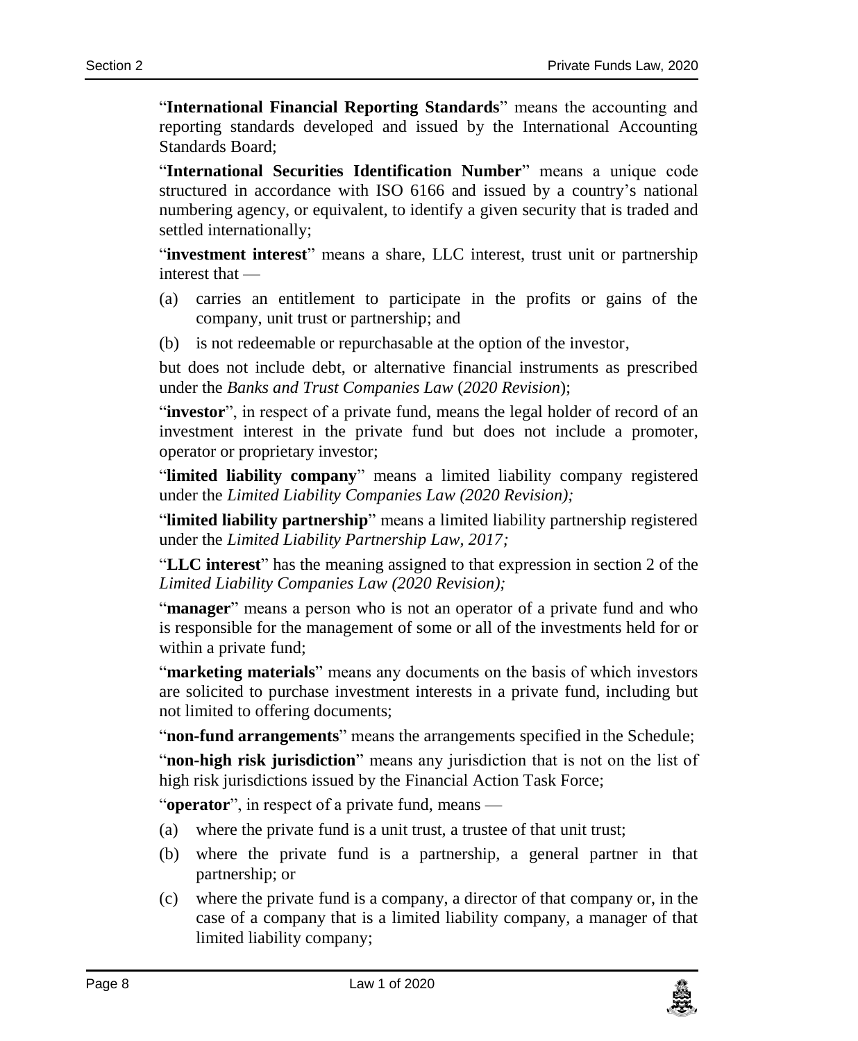"**International Financial Reporting Standards**" means the accounting and reporting standards developed and issued by the International Accounting Standards Board;

"**International Securities Identification Number**" means a unique code structured in accordance with ISO 6166 and issued by a country's national numbering agency, or equivalent, to identify a given security that is traded and settled internationally;

"**investment interest**" means a share, LLC interest, trust unit or partnership interest that —

(a) carries an entitlement to participate in the profits or gains of the company, unit trust or partnership; and

(b) is not redeemable or repurchasable at the option of the investor,

but does not include debt, or alternative financial instruments as prescribed under the *Banks and Trust Companies Law* (*2020 Revision*);

"**investor**", in respect of a private fund, means the legal holder of record of an investment interest in the private fund but does not include a promoter, operator or proprietary investor;

"**limited liability company**" means a limited liability company registered under the *Limited Liability Companies Law (2020 Revision);*

"**limited liability partnership**" means a limited liability partnership registered under the *Limited Liability Partnership Law, 2017;*

"**LLC interest**" has the meaning assigned to that expression in section 2 of the *Limited Liability Companies Law (2020 Revision);*

"**manager**" means a person who is not an operator of a private fund and who is responsible for the management of some or all of the investments held for or within a private fund;

"**marketing materials**" means any documents on the basis of which investors are solicited to purchase investment interests in a private fund, including but not limited to offering documents;

"**non-fund arrangements**" means the arrangements specified in the Schedule;

"**non-high risk jurisdiction**" means any jurisdiction that is not on the list of high risk jurisdictions issued by the Financial Action Task Force;

"**operator**", in respect of a private fund, means —

(a) where the private fund is a unit trust, a trustee of that unit trust;

(b) where the private fund is a partnership, a general partner in that partnership; or

(c) where the private fund is a company, a director of that company or, in the case of a company that is a limited liability company, a manager of that limited liability company;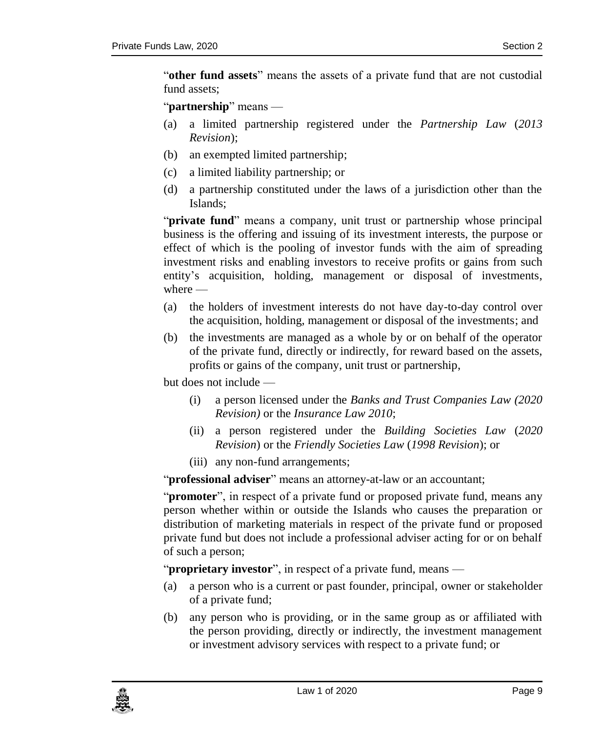"**other fund assets**" means the assets of a private fund that are not custodial fund assets;

"**partnership**" means —

(a) a limited partnership registered under the *Partnership Law* (*2013 Revision*);

(b) an exempted limited partnership;

(c) a limited liability partnership; or

(d) a partnership constituted under the laws of a jurisdiction other than the Islands;

"**private fund**" means a company, unit trust or partnership whose principal business is the offering and issuing of its investment interests, the purpose or effect of which is the pooling of investor funds with the aim of spreading investment risks and enabling investors to receive profits or gains from such entity's acquisition, holding, management or disposal of investments, where —

(a) the holders of investment interests do not have day-to-day control over the acquisition, holding, management or disposal of the investments; and

(b) the investments are managed as a whole by or on behalf of the operator of the private fund, directly or indirectly, for reward based on the assets, profits or gains of the company, unit trust or partnership,

but does not include —

(i) a person licensed under the *Banks and Trust Companies Law (2020 Revision)* or the *Insurance Law 2010*;

(ii) a person registered under the *Building Societies Law* (*2020 Revision*) or the *Friendly Societies Law* (*1998 Revision*); or

(iii) any non-fund arrangements;

"**professional adviser**" means an attorney-at-law or an accountant;

"**promoter**", in respect of a private fund or proposed private fund, means any person whether within or outside the Islands who causes the preparation or distribution of marketing materials in respect of the private fund or proposed private fund but does not include a professional adviser acting for or on behalf of such a person;

"**proprietary investor**", in respect of a private fund, means —

(a) a person who is a current or past founder, principal, owner or stakeholder of a private fund;

(b) any person who is providing, or in the same group as or affiliated with the person providing, directly or indirectly, the investment management or investment advisory services with respect to a private fund; or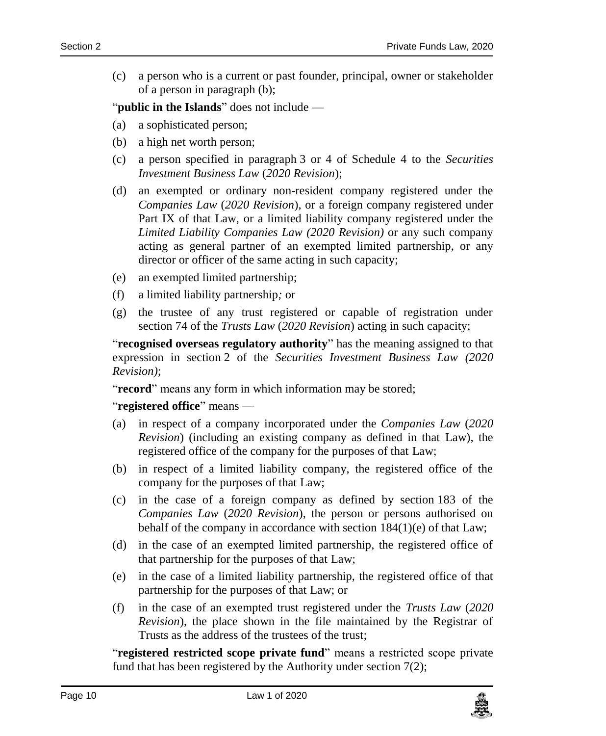(c) a person who is a current or past founder, principal, owner or stakeholder of a person in paragraph (b);

"**public in the Islands**" does not include —

(a) a sophisticated person;

(b) a high net worth person;

(c) a person specified in paragraph 3 or 4 of Schedule 4 to the *Securities Investment Business Law* (*2020 Revision*);

(d) an exempted or ordinary non-resident company registered under the *Companies Law* (*2020 Revision*), or a foreign company registered under Part IX of that Law, or a limited liability company registered under the *Limited Liability Companies Law (2020 Revision)* or any such company acting as general partner of an exempted limited partnership, or any director or officer of the same acting in such capacity;

(e) an exempted limited partnership;

(f) a limited liability partnership*;* or

(g) the trustee of any trust registered or capable of registration under section 74 of the *Trusts Law* (*2020 Revision*) acting in such capacity;

"**recognised overseas regulatory authority**" has the meaning assigned to that expression in section 2 of the *Securities Investment Business Law (2020 Revision)*;

"**record**" means any form in which information may be stored;

"**registered office**" means —

(a) in respect of a company incorporated under the *Companies Law* (*2020 Revision*) (including an existing company as defined in that Law), the registered office of the company for the purposes of that Law;

(b) in respect of a limited liability company, the registered office of the company for the purposes of that Law;

(c) in the case of a foreign company as defined by section 183 of the *Companies Law* (*2020 Revision*), the person or persons authorised on behalf of the company in accordance with section 184(1)(e) of that Law;

(d) in the case of an exempted limited partnership, the registered office of that partnership for the purposes of that Law;

(e) in the case of a limited liability partnership, the registered office of that partnership for the purposes of that Law; or

(f) in the case of an exempted trust registered under the *Trusts Law* (*2020 Revision*), the place shown in the file maintained by the Registrar of Trusts as the address of the trustees of the trust;

"**registered restricted scope private fund**" means a restricted scope private fund that has been registered by the Authority under section 7(2);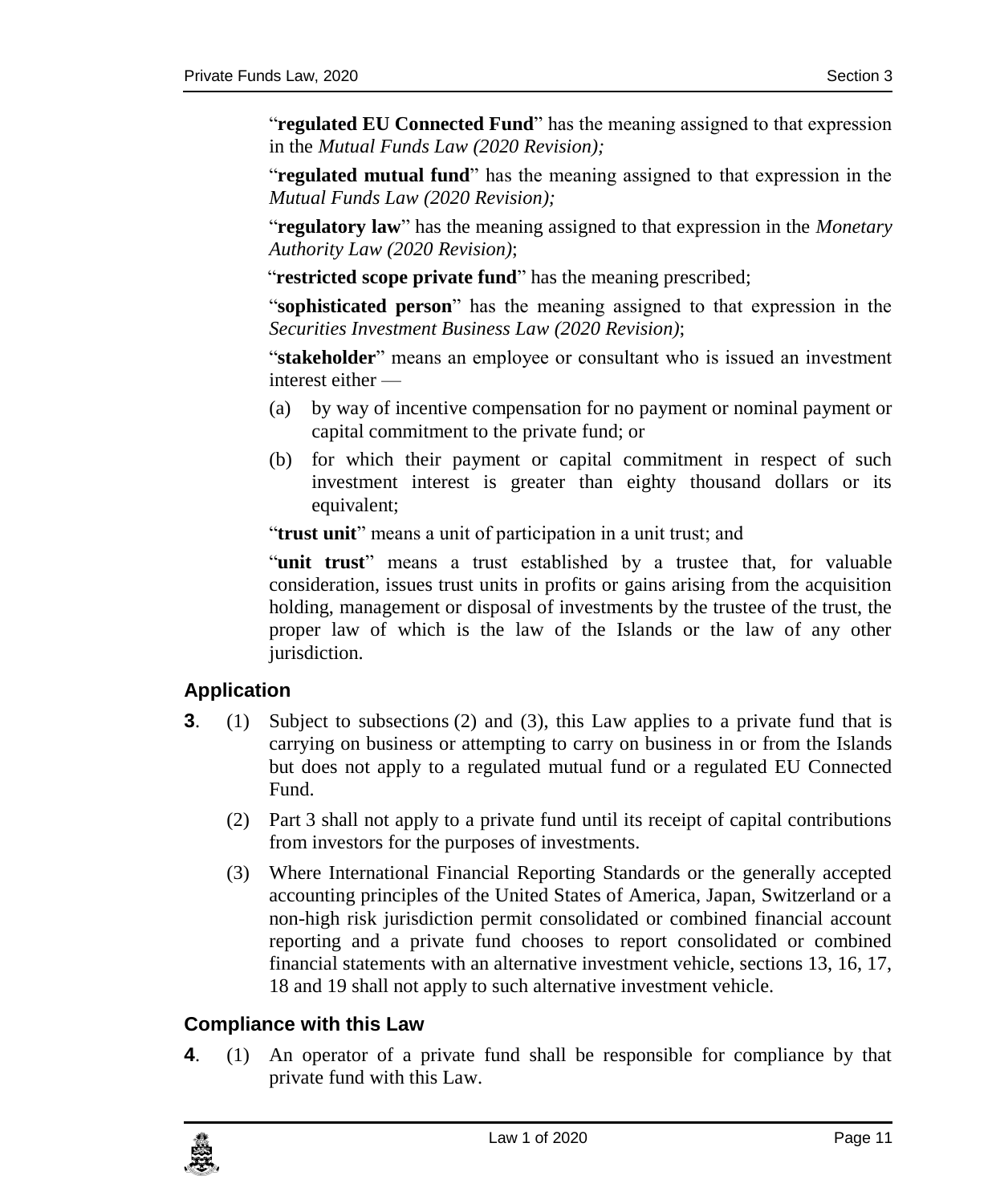"**regulated EU Connected Fund**" has the meaning assigned to that expression in the *Mutual Funds Law (2020 Revision);*

"**regulated mutual fund**" has the meaning assigned to that expression in the *Mutual Funds Law (2020 Revision);*

"**regulatory law**" has the meaning assigned to that expression in the *Monetary Authority Law (2020 Revision)*;

"**restricted scope private fund**" has the meaning prescribed;

"**sophisticated person**" has the meaning assigned to that expression in the *Securities Investment Business Law (2020 Revision)*;

"**stakeholder**" means an employee or consultant who is issued an investment interest either —

(a) by way of incentive compensation for no payment or nominal payment or capital commitment to the private fund; or

(b) for which their payment or capital commitment in respect of such investment interest is greater than eighty thousand dollars or its equivalent;

"**trust unit**" means a unit of participation in a unit trust; and

"**unit trust**" means a trust established by a trustee that, for valuable consideration, issues trust units in profits or gains arising from the acquisition holding, management or disposal of investments by the trustee of the trust, the proper law of which is the law of the Islands or the law of any other jurisdiction.

## Application

**3**. (1) Subject to subsections (2) and (3), this Law applies to a private fund that is carrying on business or attempting to carry on business in or from the Islands but does not apply to a regulated mutual fund or a regulated EU Connected Fund.

(2) Part 3 shall not apply to a private fund until its receipt of capital contributions from investors for the purposes of investments.

(3) Where International Financial Reporting Standards or the generally accepted accounting principles of the United States of America, Japan, Switzerland or a non-high risk jurisdiction permit consolidated or combined financial account reporting and a private fund chooses to report consolidated or combined financial statements with an alternative investment vehicle, sections 13, 16, 17, 18 and 19 shall not apply to such alternative investment vehicle.

## Compliance with this Law

**4**. (1) An operator of a private fund shall be responsible for compliance by that private fund with this Law.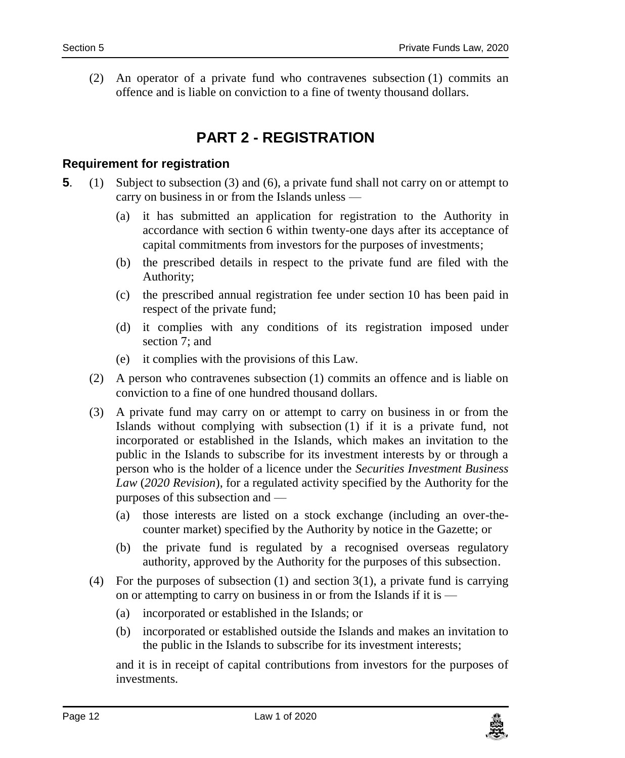(2) An operator of a private fund who contravenes subsection (1) commits an offence and is liable on conviction to a fine of twenty thousand dollars.

## PART 2 - REGISTRATION

### Requirement for registration

**5**. (1) Subject to subsection (3) and (6), a private fund shall not carry on or attempt to carry on business in or from the Islands unless —

(a) it has submitted an application for registration to the Authority in accordance with section 6 within twenty-one days after its acceptance of capital commitments from investors for the purposes of investments;

(b) the prescribed details in respect to the private fund are filed with the Authority;

(c) the prescribed annual registration fee under section 10 has been paid in respect of the private fund;

(d) it complies with any conditions of its registration imposed under section 7; and

(e) it complies with the provisions of this Law.

(2) A person who contravenes subsection (1) commits an offence and is liable on conviction to a fine of one hundred thousand dollars.

(3) A private fund may carry on or attempt to carry on business in or from the Islands without complying with subsection (1) if it is a private fund, not incorporated or established in the Islands, which makes an invitation to the public in the Islands to subscribe for its investment interests by or through a person who is the holder of a licence under the *Securities Investment Business Law* (*2020 Revision*), for a regulated activity specified by the Authority for the purposes of this subsection and —

(a) those interests are listed on a stock exchange (including an over-the-counter market) specified by the Authority by notice in the Gazette; or

(b) the private fund is regulated by a recognised overseas regulatory authority, approved by the Authority for the purposes of this subsection.

(4) For the purposes of subsection (1) and section 3(1), a private fund is carrying on or attempting to carry on business in or from the Islands if it is —

(a) incorporated or established in the Islands; or

(b) incorporated or established outside the Islands and makes an invitation to the public in the Islands to subscribe for its investment interests;

and it is in receipt of capital contributions from investors for the purposes of investments.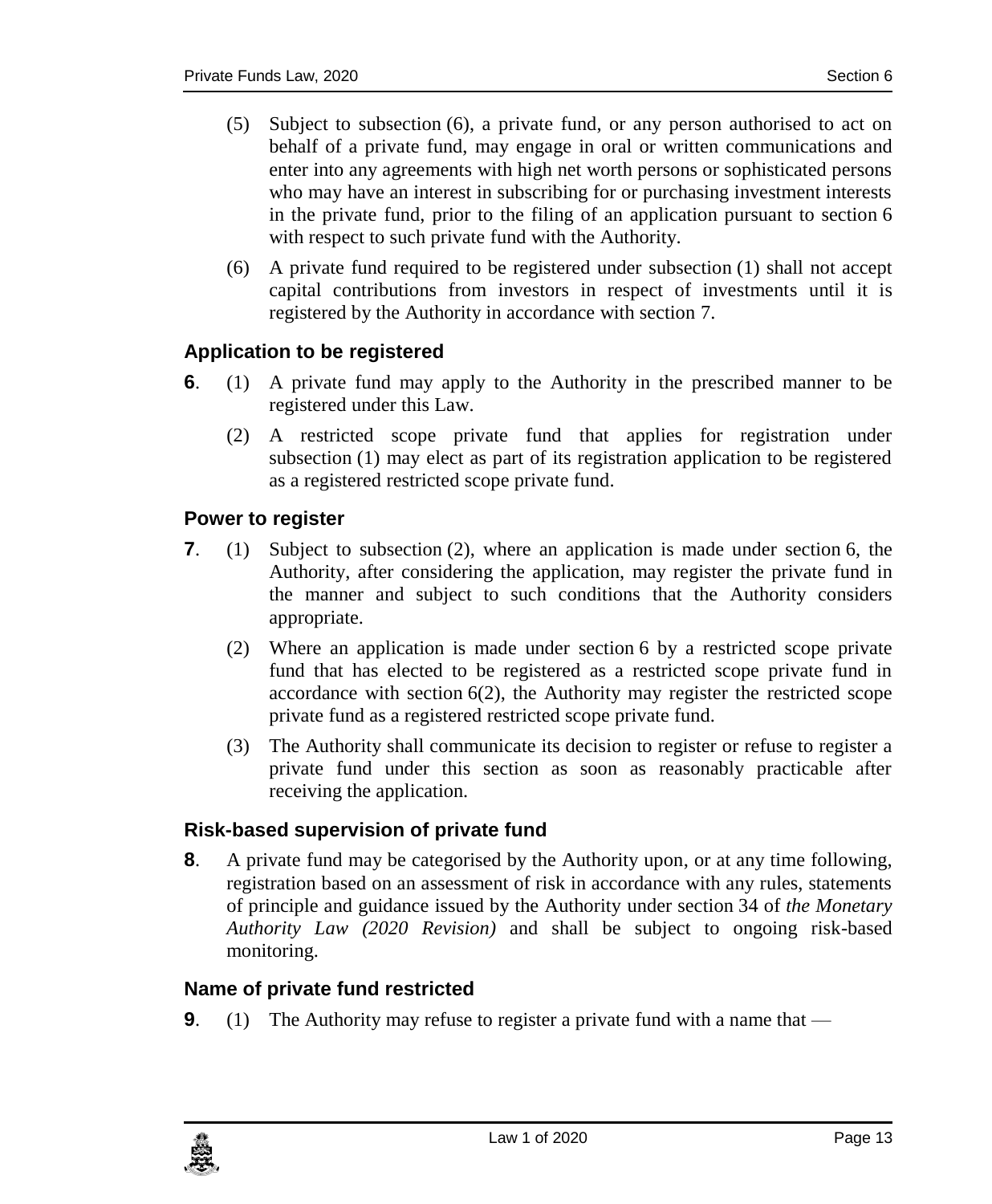(5) Subject to subsection (6), a private fund, or any person authorised to act on behalf of a private fund, may engage in oral or written communications and enter into any agreements with high net worth persons or sophisticated persons who may have an interest in subscribing for or purchasing investment interests in the private fund, prior to the filing of an application pursuant to section 6 with respect to such private fund with the Authority.

(6) A private fund required to be registered under subsection (1) shall not accept capital contributions from investors in respect of investments until it is registered by the Authority in accordance with section 7.

### Application to be registered

**6**. (1) A private fund may apply to the Authority in the prescribed manner to be registered under this Law.

(2) A restricted scope private fund that applies for registration under subsection (1) may elect as part of its registration application to be registered as a registered restricted scope private fund.

### Power to register

**7**. (1) Subject to subsection (2), where an application is made under section 6, the Authority, after considering the application, may register the private fund in the manner and subject to such conditions that the Authority considers appropriate.

(2) Where an application is made under section 6 by a restricted scope private fund that has elected to be registered as a restricted scope private fund in accordance with section 6(2), the Authority may register the restricted scope private fund as a registered restricted scope private fund.

(3) The Authority shall communicate its decision to register or refuse to register a private fund under this section as soon as reasonably practicable after receiving the application.

### Risk-based supervision of private fund

**8**. A private fund may be categorised by the Authority upon, or at any time following, registration based on an assessment of risk in accordance with any rules, statements of principle and guidance issued by the Authority under section 34 of *the Monetary Authority Law (2020 Revision)* and shall be subject to ongoing risk-based monitoring.

### Name of private fund restricted

**9**. (1) The Authority may refuse to register a private fund with a name that —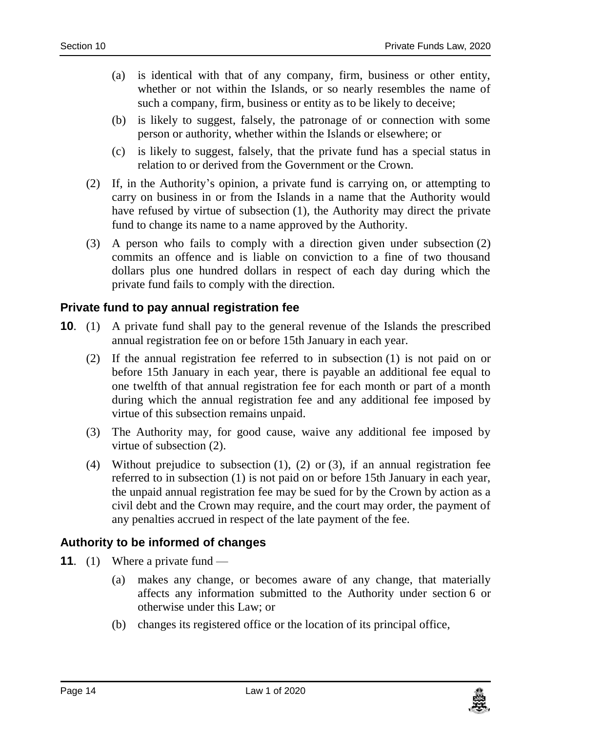(a) is identical with that of any company, firm, business or other entity, whether or not within the Islands, or so nearly resembles the name of such a company, firm, business or entity as to be likely to deceive;

(b) is likely to suggest, falsely, the patronage of or connection with some person or authority, whether within the Islands or elsewhere; or

(c) is likely to suggest, falsely, that the private fund has a special status in relation to or derived from the Government or the Crown.

(2) If, in the Authority's opinion, a private fund is carrying on, or attempting to carry on business in or from the Islands in a name that the Authority would have refused by virtue of subsection (1), the Authority may direct the private fund to change its name to a name approved by the Authority.

(3) A person who fails to comply with a direction given under subsection (2) commits an offence and is liable on conviction to a fine of two thousand dollars plus one hundred dollars in respect of each day during which the private fund fails to comply with the direction.

### Private fund to pay annual registration fee

**10**. (1) A private fund shall pay to the general revenue of the Islands the prescribed annual registration fee on or before 15th January in each year.

(2) If the annual registration fee referred to in subsection (1) is not paid on or before 15th January in each year, there is payable an additional fee equal to one twelfth of that annual registration fee for each month or part of a month during which the annual registration fee and any additional fee imposed by virtue of this subsection remains unpaid.

(3) The Authority may, for good cause, waive any additional fee imposed by virtue of subsection (2).

(4) Without prejudice to subsection (1), (2) or (3), if an annual registration fee referred to in subsection (1) is not paid on or before 15th January in each year, the unpaid annual registration fee may be sued for by the Crown by action as a civil debt and the Crown may require, and the court may order, the payment of any penalties accrued in respect of the late payment of the fee.

### Authority to be informed of changes

**11**. (1) Where a private fund —

(a) makes any change, or becomes aware of any change, that materially affects any information submitted to the Authority under section 6 or otherwise under this Law; or

(b) changes its registered office or the location of its principal office,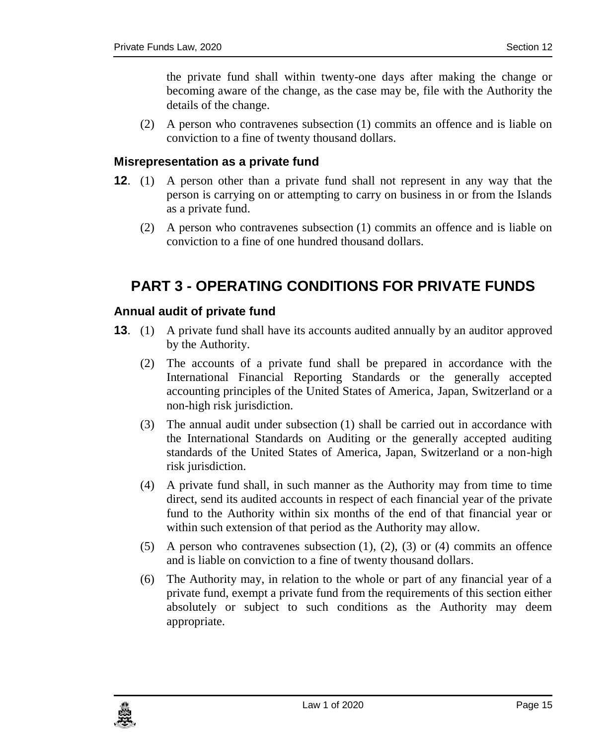the private fund shall within twenty-one days after making the change or becoming aware of the change, as the case may be, file with the Authority the details of the change.

(2) A person who contravenes subsection (1) commits an offence and is liable on conviction to a fine of twenty thousand dollars.

### Misrepresentation as a private fund

**12**. (1) A person other than a private fund shall not represent in any way that the person is carrying on or attempting to carry on business in or from the Islands as a private fund.

(2) A person who contravenes subsection (1) commits an offence and is liable on conviction to a fine of one hundred thousand dollars.

## PART 3 - OPERATING CONDITIONS FOR PRIVATE FUNDS

### Annual audit of private fund

**13**. (1) A private fund shall have its accounts audited annually by an auditor approved by the Authority.

(2) The accounts of a private fund shall be prepared in accordance with the International Financial Reporting Standards or the generally accepted accounting principles of the United States of America, Japan, Switzerland or a non-high risk jurisdiction.

(3) The annual audit under subsection (1) shall be carried out in accordance with the International Standards on Auditing or the generally accepted auditing standards of the United States of America, Japan, Switzerland or a non-high risk jurisdiction.

(4) A private fund shall, in such manner as the Authority may from time to time direct, send its audited accounts in respect of each financial year of the private fund to the Authority within six months of the end of that financial year or within such extension of that period as the Authority may allow.

(5) A person who contravenes subsection (1), (2), (3) or (4) commits an offence and is liable on conviction to a fine of twenty thousand dollars.

(6) The Authority may, in relation to the whole or part of any financial year of a private fund, exempt a private fund from the requirements of this section either absolutely or subject to such conditions as the Authority may deem appropriate.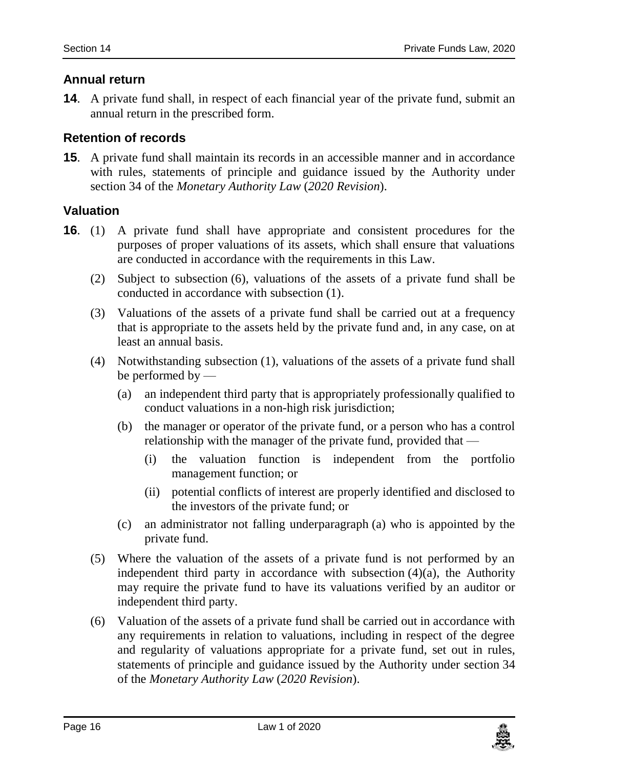### Annual return

**14**. A private fund shall, in respect of each financial year of the private fund, submit an annual return in the prescribed form.

### Retention of records

**15**. A private fund shall maintain its records in an accessible manner and in accordance with rules, statements of principle and guidance issued by the Authority under section 34 of the *Monetary Authority Law* (*2020 Revision*).

### Valuation

**16**. (1) A private fund shall have appropriate and consistent procedures for the purposes of proper valuations of its assets, which shall ensure that valuations are conducted in accordance with the requirements in this Law.

(2) Subject to subsection (6), valuations of the assets of a private fund shall be conducted in accordance with subsection (1).

(3) Valuations of the assets of a private fund shall be carried out at a frequency that is appropriate to the assets held by the private fund and, in any case, on at least an annual basis.

(4) Notwithstanding subsection (1), valuations of the assets of a private fund shall be performed by —

(a) an independent third party that is appropriately professionally qualified to conduct valuations in a non-high risk jurisdiction;

(b) the manager or operator of the private fund, or a person who has a control relationship with the manager of the private fund, provided that —

(i) the valuation function is independent from the portfolio management function; or

(ii) potential conflicts of interest are properly identified and disclosed to the investors of the private fund; or

(c) an administrator not falling underparagraph (a) who is appointed by the private fund.

(5) Where the valuation of the assets of a private fund is not performed by an independent third party in accordance with subsection (4)(a), the Authority may require the private fund to have its valuations verified by an auditor or independent third party.

(6) Valuation of the assets of a private fund shall be carried out in accordance with any requirements in relation to valuations, including in respect of the degree and regularity of valuations appropriate for a private fund, set out in rules, statements of principle and guidance issued by the Authority under section 34 of the *Monetary Authority Law* (*2020 Revision*).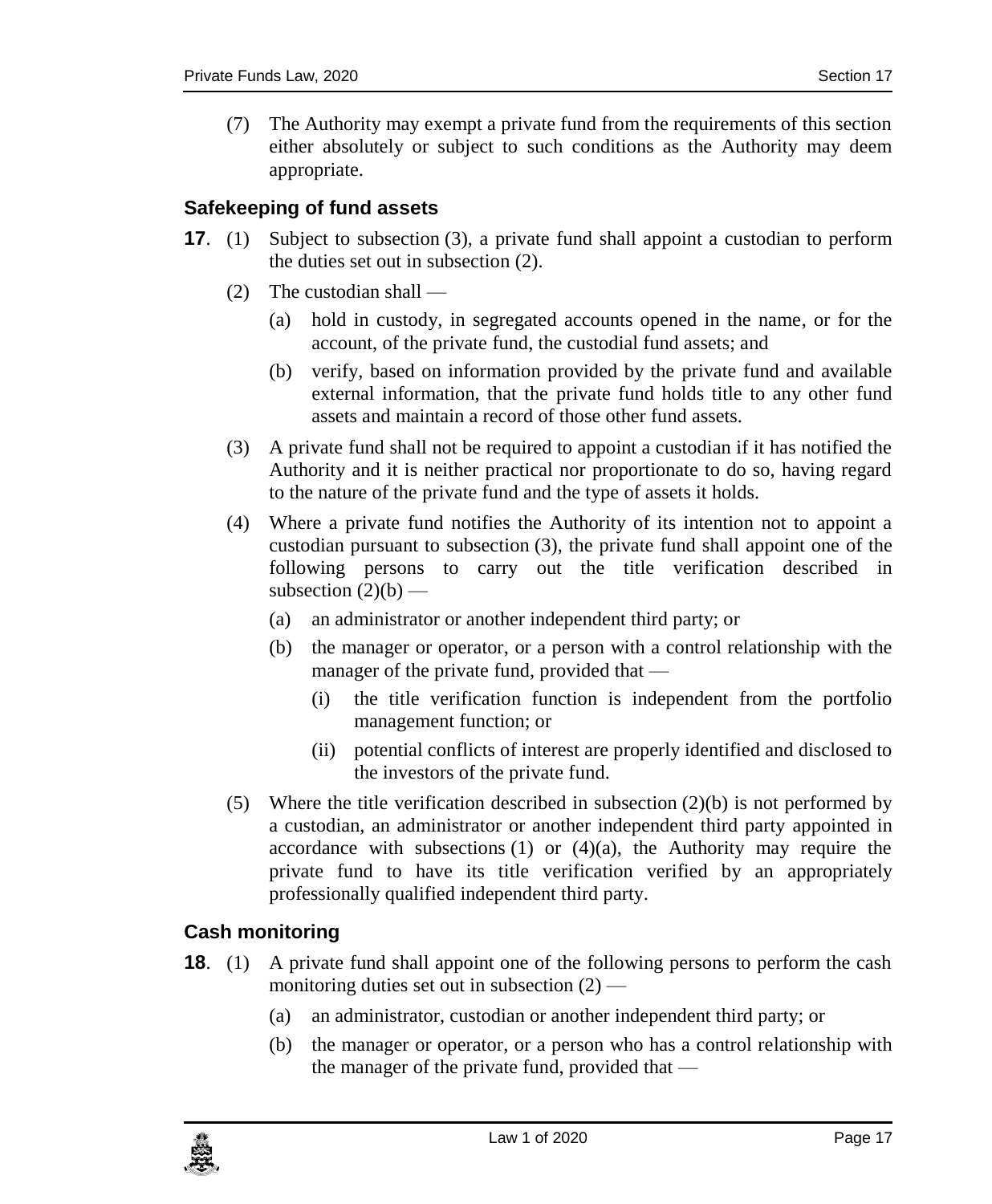(7) The Authority may exempt a private fund from the requirements of this section either absolutely or subject to such conditions as the Authority may deem appropriate.

### Safekeeping of fund assets

**17**. (1) Subject to subsection (3), a private fund shall appoint a custodian to perform the duties set out in subsection (2).

(2) The custodian shall —

(a) hold in custody, in segregated accounts opened in the name, or for the account, of the private fund, the custodial fund assets; and

(b) verify, based on information provided by the private fund and available external information, that the private fund holds title to any other fund assets and maintain a record of those other fund assets.

(3) A private fund shall not be required to appoint a custodian if it has notified the Authority and it is neither practical nor proportionate to do so, having regard to the nature of the private fund and the type of assets it holds.

(4) Where a private fund notifies the Authority of its intention not to appoint a custodian pursuant to subsection (3), the private fund shall appoint one of the following persons to carry out the title verification described in subsection (2)(b) —

(a) an administrator or another independent third party; or

(b) the manager or operator, or a person with a control relationship with the manager of the private fund, provided that —

(i) the title verification function is independent from the portfolio management function; or

(ii) potential conflicts of interest are properly identified and disclosed to the investors of the private fund.

(5) Where the title verification described in subsection (2)(b) is not performed by a custodian, an administrator or another independent third party appointed in accordance with subsections (1) or (4)(a), the Authority may require the private fund to have its title verification verified by an appropriately professionally qualified independent third party.

### Cash monitoring

**18**. (1) A private fund shall appoint one of the following persons to perform the cash monitoring duties set out in subsection (2) —

(a) an administrator, custodian or another independent third party; or

(b) the manager or operator, or a person who has a control relationship with the manager of the private fund, provided that —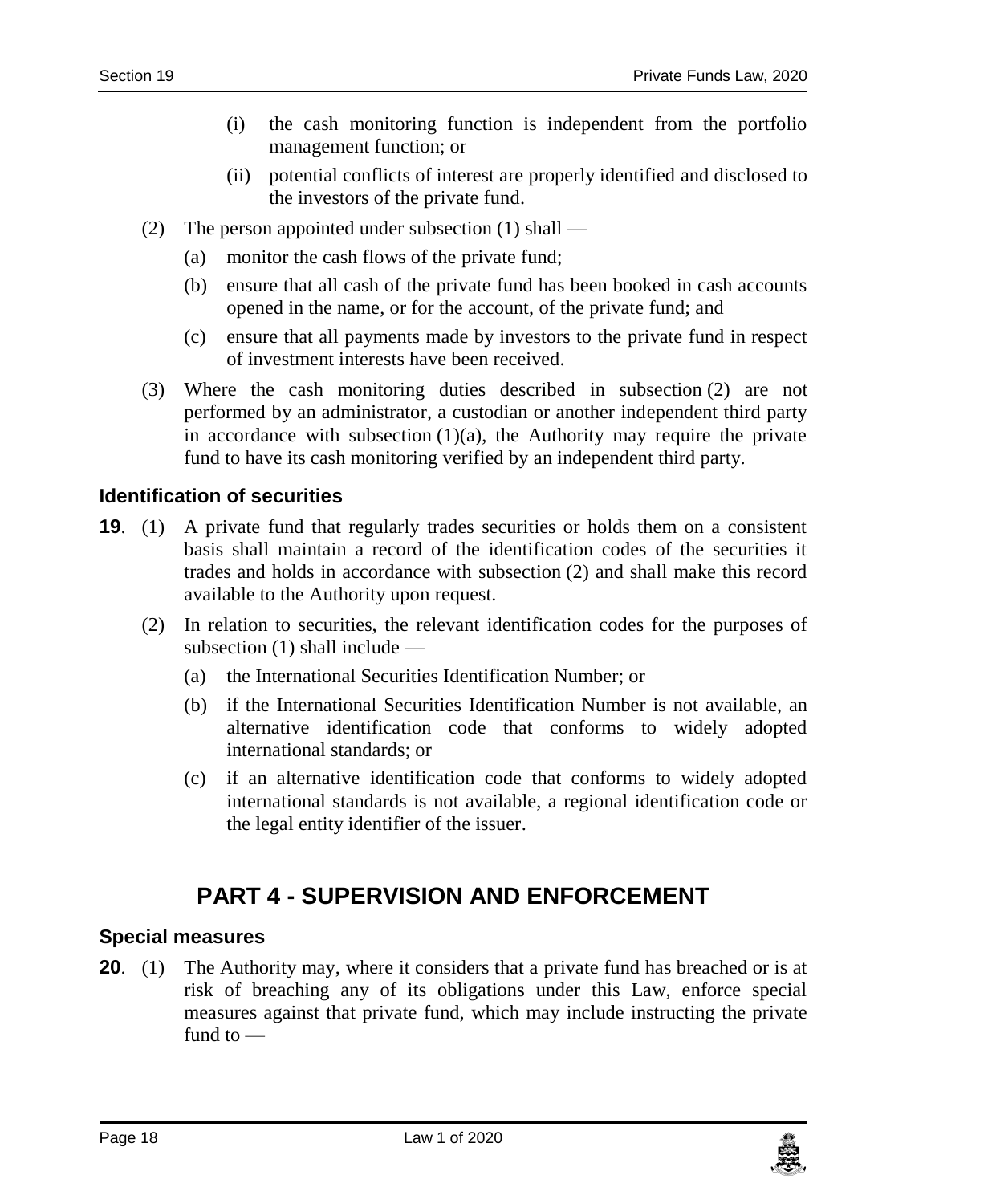(i) the cash monitoring function is independent from the portfolio management function; or

(ii) potential conflicts of interest are properly identified and disclosed to the investors of the private fund.

(2) The person appointed under subsection (1) shall —

(a) monitor the cash flows of the private fund;

(b) ensure that all cash of the private fund has been booked in cash accounts opened in the name, or for the account, of the private fund; and

(c) ensure that all payments made by investors to the private fund in respect of investment interests have been received.

(3) Where the cash monitoring duties described in subsection (2) are not performed by an administrator, a custodian or another independent third party in accordance with subsection (1)(a), the Authority may require the private fund to have its cash monitoring verified by an independent third party.

### Identification of securities

**19**. (1) A private fund that regularly trades securities or holds them on a consistent basis shall maintain a record of the identification codes of the securities it trades and holds in accordance with subsection (2) and shall make this record available to the Authority upon request.

(2) In relation to securities, the relevant identification codes for the purposes of subsection (1) shall include —

(a) the International Securities Identification Number; or

(b) if the International Securities Identification Number is not available, an alternative identification code that conforms to widely adopted international standards; or

(c) if an alternative identification code that conforms to widely adopted international standards is not available, a regional identification code or the legal entity identifier of the issuer.

## PART 4 - SUPERVISION AND ENFORCEMENT

### Special measures

**20**. (1) The Authority may, where it considers that a private fund has breached or is at risk of breaching any of its obligations under this Law, enforce special measures against that private fund, which may include instructing the private fund to —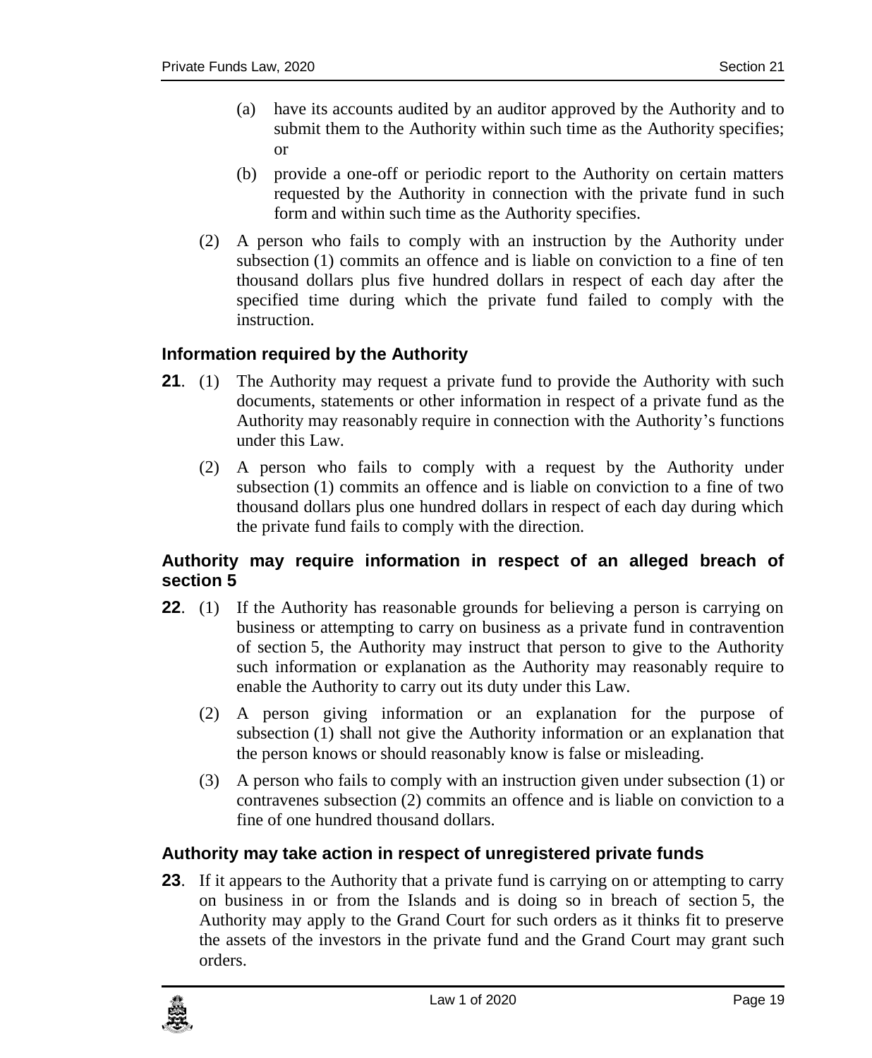(a) have its accounts audited by an auditor approved by the Authority and to submit them to the Authority within such time as the Authority specifies; or

(b) provide a one-off or periodic report to the Authority on certain matters requested by the Authority in connection with the private fund in such form and within such time as the Authority specifies.

(2) A person who fails to comply with an instruction by the Authority under subsection (1) commits an offence and is liable on conviction to a fine of ten thousand dollars plus five hundred dollars in respect of each day after the specified time during which the private fund failed to comply with the instruction.

### Information required by the Authority

**21**. (1) The Authority may request a private fund to provide the Authority with such documents, statements or other information in respect of a private fund as the Authority may reasonably require in connection with the Authority's functions under this Law.

(2) A person who fails to comply with a request by the Authority under subsection (1) commits an offence and is liable on conviction to a fine of two thousand dollars plus one hundred dollars in respect of each day during which the private fund fails to comply with the direction.

### Authority may require information in respect of an alleged breach of section 5

**22**. (1) If the Authority has reasonable grounds for believing a person is carrying on business or attempting to carry on business as a private fund in contravention of section 5, the Authority may instruct that person to give to the Authority such information or explanation as the Authority may reasonably require to enable the Authority to carry out its duty under this Law.

(2) A person giving information or an explanation for the purpose of subsection (1) shall not give the Authority information or an explanation that the person knows or should reasonably know is false or misleading.

(3) A person who fails to comply with an instruction given under subsection (1) or contravenes subsection (2) commits an offence and is liable on conviction to a fine of one hundred thousand dollars.

### Authority may take action in respect of unregistered private funds

**23**. If it appears to the Authority that a private fund is carrying on or attempting to carry on business in or from the Islands and is doing so in breach of section 5, the Authority may apply to the Grand Court for such orders as it thinks fit to preserve the assets of the investors in the private fund and the Grand Court may grant such orders.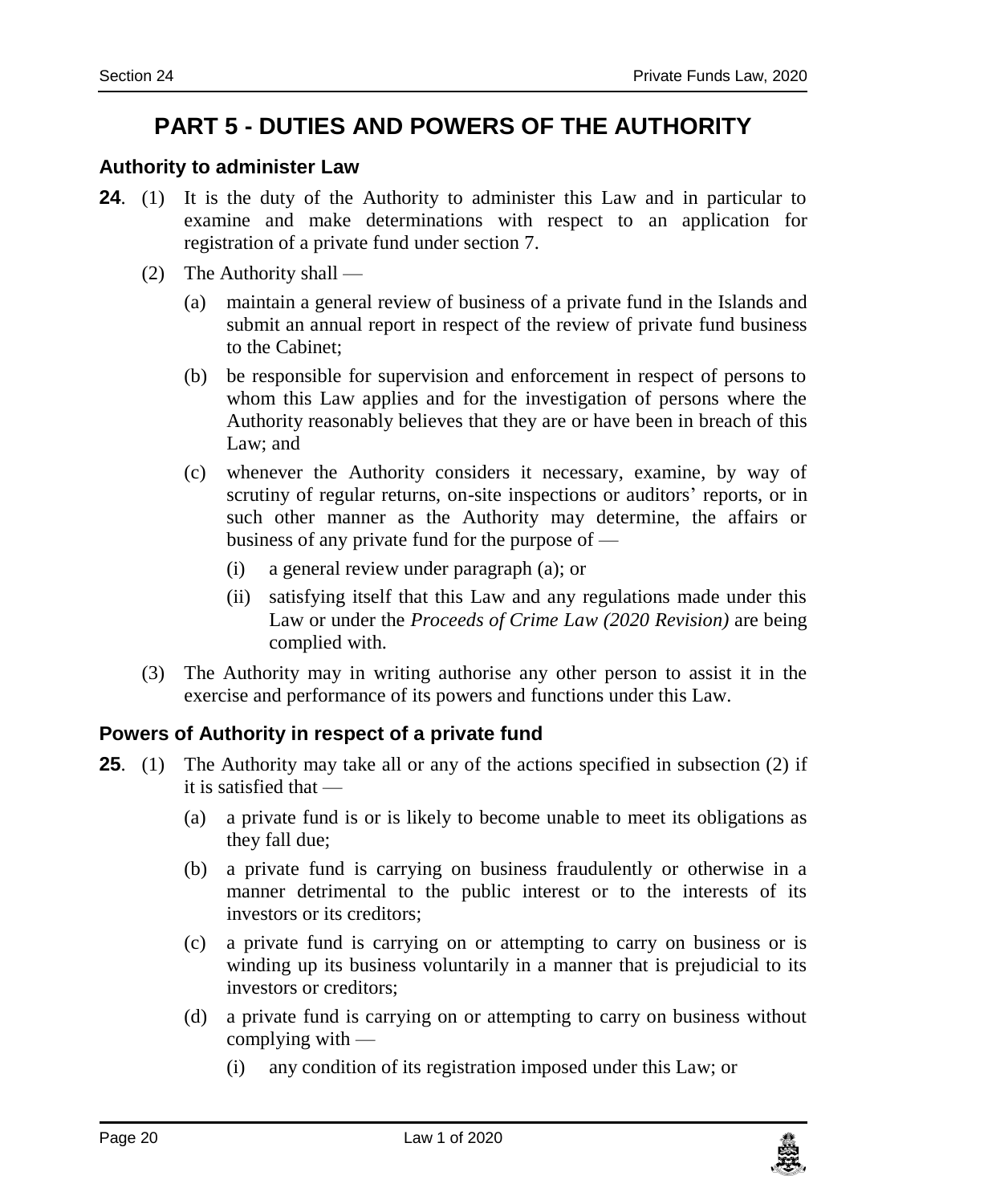# PART 5 - DUTIES AND POWERS OF THE AUTHORITY

### Authority to administer Law

**24**. (1) It is the duty of the Authority to administer this Law and in particular to examine and make determinations with respect to an application for registration of a private fund under section 7.

(2) The Authority shall —

(a) maintain a general review of business of a private fund in the Islands and submit an annual report in respect of the review of private fund business to the Cabinet;

(b) be responsible for supervision and enforcement in respect of persons to whom this Law applies and for the investigation of persons where the Authority reasonably believes that they are or have been in breach of this Law; and

(c) whenever the Authority considers it necessary, examine, by way of scrutiny of regular returns, on-site inspections or auditors' reports, or in such other manner as the Authority may determine, the affairs or business of any private fund for the purpose of —

(i) a general review under paragraph (a); or

(ii) satisfying itself that this Law and any regulations made under this Law or under the *Proceeds of Crime Law (2020 Revision)* are being complied with.

(3) The Authority may in writing authorise any other person to assist it in the exercise and performance of its powers and functions under this Law.

### Powers of Authority in respect of a private fund

**25**. (1) The Authority may take all or any of the actions specified in subsection (2) if it is satisfied that —

(a) a private fund is or is likely to become unable to meet its obligations as they fall due;

(b) a private fund is carrying on business fraudulently or otherwise in a manner detrimental to the public interest or to the interests of its investors or its creditors;

(c) a private fund is carrying on or attempting to carry on business or is winding up its business voluntarily in a manner that is prejudicial to its investors or creditors;

(d) a private fund is carrying on or attempting to carry on business without complying with —

(i) any condition of its registration imposed under this Law; or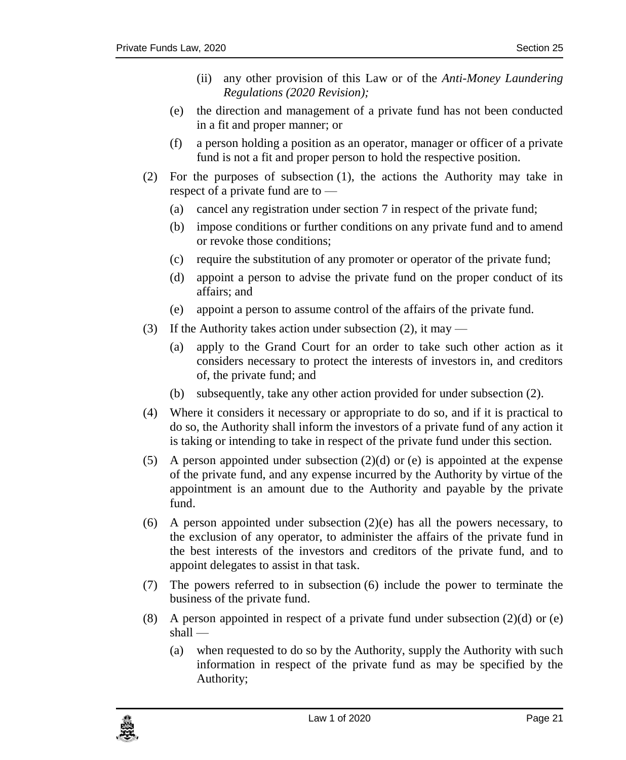(ii) any other provision of this Law or of the *Anti-Money Laundering Regulations (2020 Revision);*

(e) the direction and management of a private fund has not been conducted in a fit and proper manner; or

(f) a person holding a position as an operator, manager or officer of a private fund is not a fit and proper person to hold the respective position.

(2) For the purposes of subsection (1), the actions the Authority may take in respect of a private fund are to —

(a) cancel any registration under section 7 in respect of the private fund;

(b) impose conditions or further conditions on any private fund and to amend or revoke those conditions;

(c) require the substitution of any promoter or operator of the private fund;

(d) appoint a person to advise the private fund on the proper conduct of its affairs; and

(e) appoint a person to assume control of the affairs of the private fund.

(3) If the Authority takes action under subsection (2), it may —

(a) apply to the Grand Court for an order to take such other action as it considers necessary to protect the interests of investors in, and creditors of, the private fund; and

(b) subsequently, take any other action provided for under subsection (2).

(4) Where it considers it necessary or appropriate to do so, and if it is practical to do so, the Authority shall inform the investors of a private fund of any action it is taking or intending to take in respect of the private fund under this section.

(5) A person appointed under subsection (2)(d) or (e) is appointed at the expense of the private fund, and any expense incurred by the Authority by virtue of the appointment is an amount due to the Authority and payable by the private fund.

(6) A person appointed under subsection (2)(e) has all the powers necessary, to the exclusion of any operator, to administer the affairs of the private fund in the best interests of the investors and creditors of the private fund, and to appoint delegates to assist in that task.

(7) The powers referred to in subsection (6) include the power to terminate the business of the private fund.

(8) A person appointed in respect of a private fund under subsection (2)(d) or (e) shall —

(a) when requested to do so by the Authority, supply the Authority with such information in respect of the private fund as may be specified by the Authority;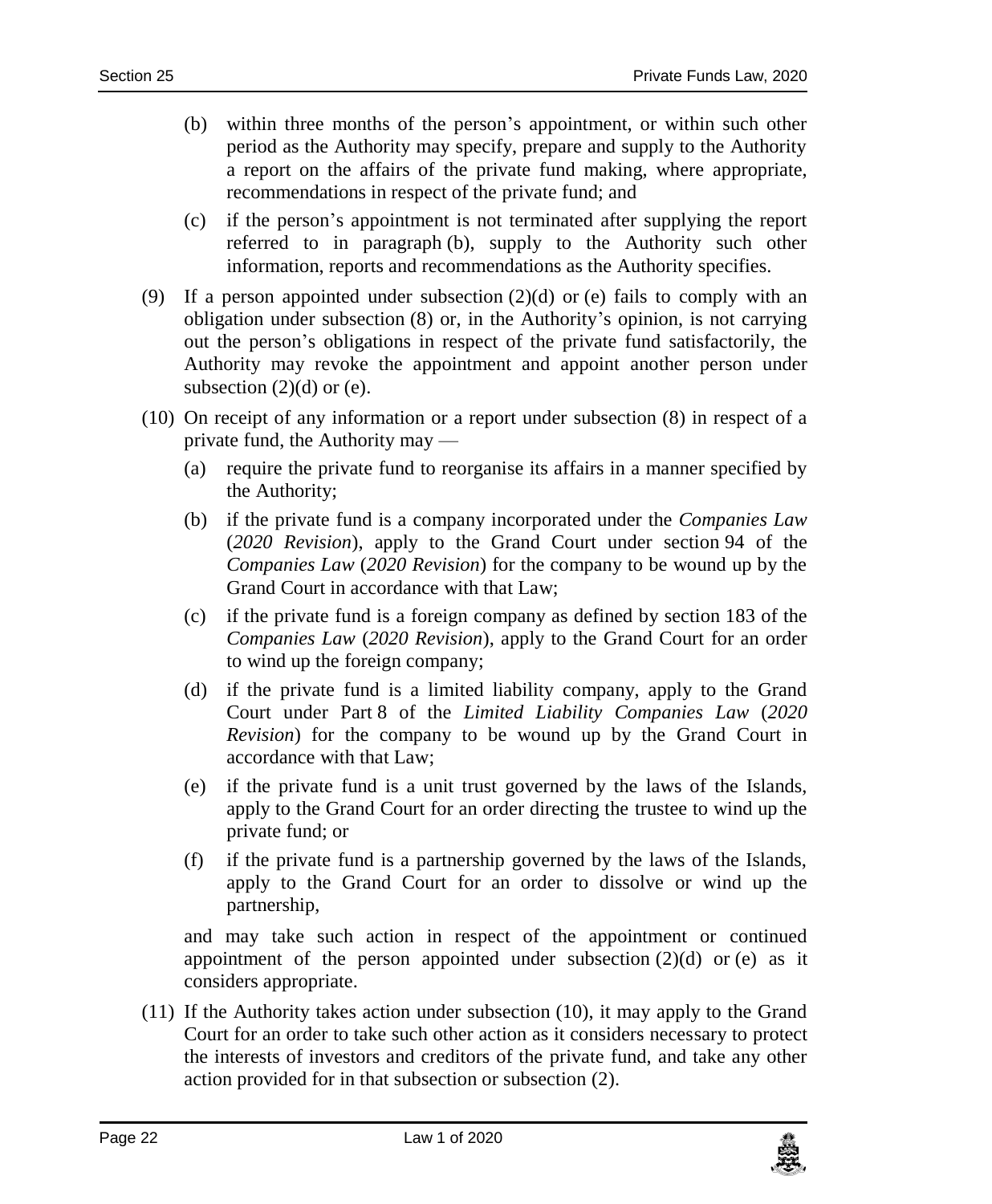(b) within three months of the person's appointment, or within such other period as the Authority may specify, prepare and supply to the Authority a report on the affairs of the private fund making, where appropriate, recommendations in respect of the private fund; and

(c) if the person's appointment is not terminated after supplying the report referred to in paragraph (b), supply to the Authority such other information, reports and recommendations as the Authority specifies.

(9) If a person appointed under subsection (2)(d) or (e) fails to comply with an obligation under subsection (8) or, in the Authority's opinion, is not carrying out the person's obligations in respect of the private fund satisfactorily, the Authority may revoke the appointment and appoint another person under subsection (2)(d) or (e).

(10) On receipt of any information or a report under subsection (8) in respect of a private fund, the Authority may —

(a) require the private fund to reorganise its affairs in a manner specified by the Authority;

(b) if the private fund is a company incorporated under the *Companies Law* (*2020 Revision*), apply to the Grand Court under section 94 of the *Companies Law* (*2020 Revision*) for the company to be wound up by the Grand Court in accordance with that Law;

(c) if the private fund is a foreign company as defined by section 183 of the *Companies Law* (*2020 Revision*), apply to the Grand Court for an order to wind up the foreign company;

(d) if the private fund is a limited liability company, apply to the Grand Court under Part 8 of the *Limited Liability Companies Law* (*2020 Revision*) for the company to be wound up by the Grand Court in accordance with that Law;

(e) if the private fund is a unit trust governed by the laws of the Islands, apply to the Grand Court for an order directing the trustee to wind up the private fund; or

(f) if the private fund is a partnership governed by the laws of the Islands, apply to the Grand Court for an order to dissolve or wind up the partnership,

and may take such action in respect of the appointment or continued appointment of the person appointed under subsection (2)(d) or (e) as it considers appropriate.

(11) If the Authority takes action under subsection (10), it may apply to the Grand Court for an order to take such other action as it considers necessary to protect the interests of investors and creditors of the private fund, and take any other action provided for in that subsection or subsection (2).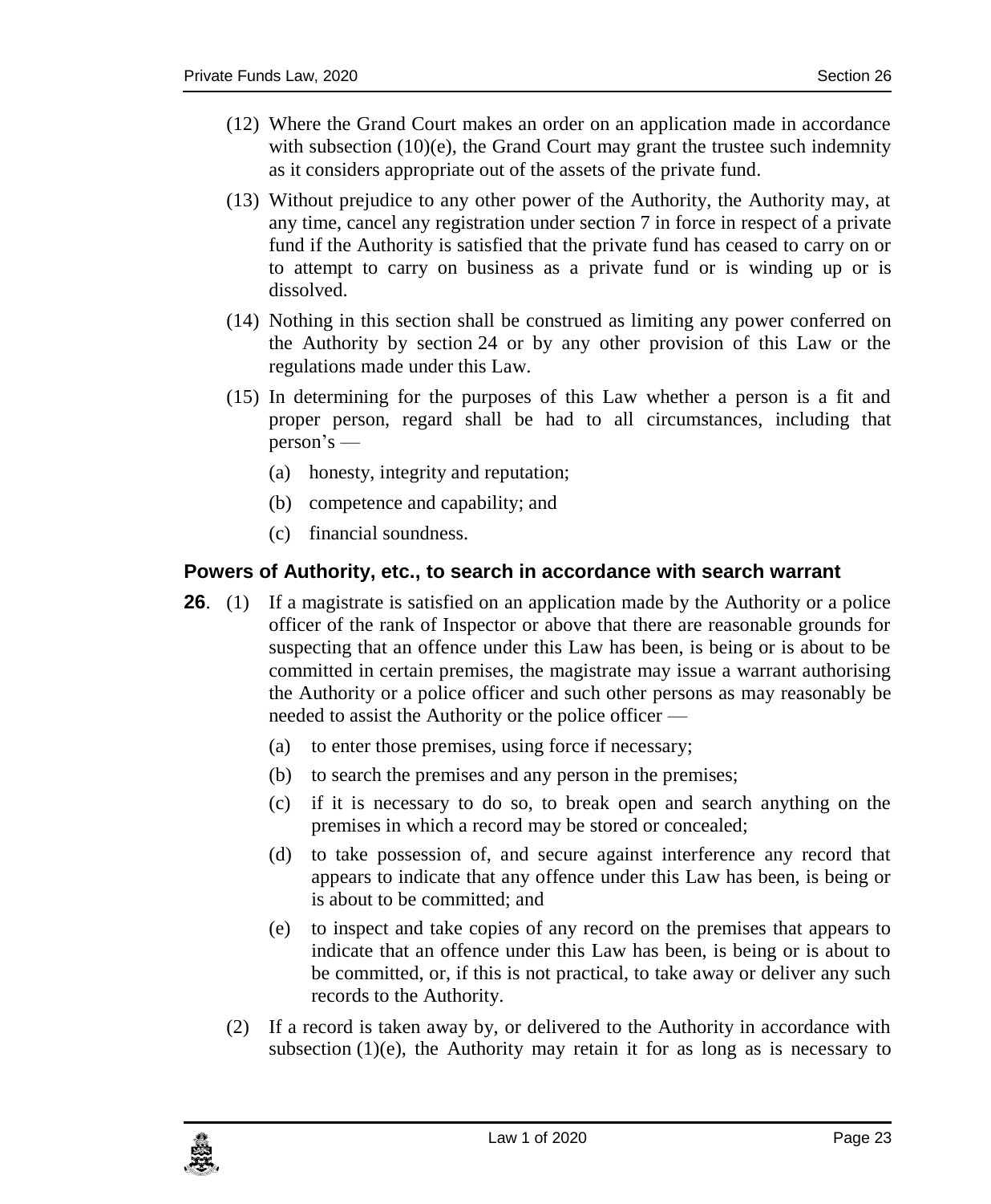(12) Where the Grand Court makes an order on an application made in accordance with subsection (10)(e), the Grand Court may grant the trustee such indemnity as it considers appropriate out of the assets of the private fund.

(13) Without prejudice to any other power of the Authority, the Authority may, at any time, cancel any registration under section 7 in force in respect of a private fund if the Authority is satisfied that the private fund has ceased to carry on or to attempt to carry on business as a private fund or is winding up or is dissolved.

(14) Nothing in this section shall be construed as limiting any power conferred on the Authority by section 24 or by any other provision of this Law or the regulations made under this Law.

(15) In determining for the purposes of this Law whether a person is a fit and proper person, regard shall be had to all circumstances, including that person's —

- (a) honesty, integrity and reputation;
- (b) competence and capability; and
- (c) financial soundness.

### Powers of Authority, etc., to search in accordance with search warrant

**26**. (1) If a magistrate is satisfied on an application made by the Authority or a police officer of the rank of Inspector or above that there are reasonable grounds for suspecting that an offence under this Law has been, is being or is about to be committed in certain premises, the magistrate may issue a warrant authorising the Authority or a police officer and such other persons as may reasonably be needed to assist the Authority or the police officer —

- (a) to enter those premises, using force if necessary;
- (b) to search the premises and any person in the premises;
- (c) if it is necessary to do so, to break open and search anything on the premises in which a record may be stored or concealed;
- (d) to take possession of, and secure against interference any record that appears to indicate that any offence under this Law has been, is being or is about to be committed; and
- (e) to inspect and take copies of any record on the premises that appears to indicate that an offence under this Law has been, is being or is about to be committed, or, if this is not practical, to take away or deliver any such records to the Authority.

(2) If a record is taken away by, or delivered to the Authority in accordance with subsection (1)(e), the Authority may retain it for as long as is necessary to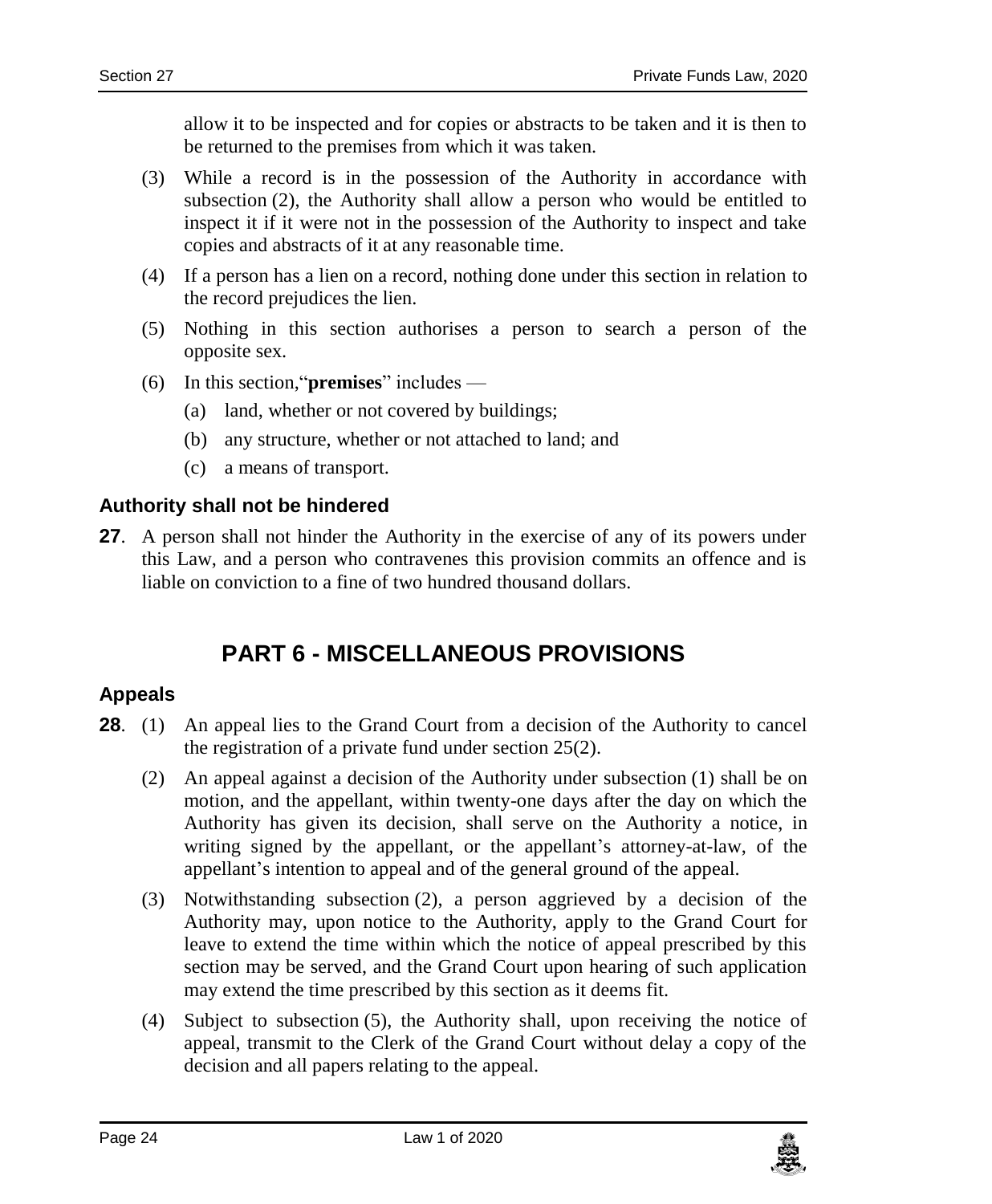allow it to be inspected and for copies or abstracts to be taken and it is then to be returned to the premises from which it was taken.

(3) While a record is in the possession of the Authority in accordance with subsection (2), the Authority shall allow a person who would be entitled to inspect it if it were not in the possession of the Authority to inspect and take copies and abstracts of it at any reasonable time.

(4) If a person has a lien on a record, nothing done under this section in relation to the record prejudices the lien.

(5) Nothing in this section authorises a person to search a person of the opposite sex.

(6) In this section, "**premises**" includes —

(a) land, whether or not covered by buildings;

(b) any structure, whether or not attached to land; and

(c) a means of transport.

### Authority shall not be hindered

**27**. A person shall not hinder the Authority in the exercise of any of its powers under this Law, and a person who contravenes this provision commits an offence and is liable on conviction to a fine of two hundred thousand dollars.

## PART 6 - MISCELLANEOUS PROVISIONS

### Appeals

**28**. (1) An appeal lies to the Grand Court from a decision of the Authority to cancel the registration of a private fund under section 25(2).

(2) An appeal against a decision of the Authority under subsection (1) shall be on motion, and the appellant, within twenty-one days after the day on which the Authority has given its decision, shall serve on the Authority a notice, in writing signed by the appellant, or the appellant's attorney-at-law, of the appellant's intention to appeal and of the general ground of the appeal.

(3) Notwithstanding subsection (2), a person aggrieved by a decision of the Authority may, upon notice to the Authority, apply to the Grand Court for leave to extend the time within which the notice of appeal prescribed by this section may be served, and the Grand Court upon hearing of such application may extend the time prescribed by this section as it deems fit.

(4) Subject to subsection (5), the Authority shall, upon receiving the notice of appeal, transmit to the Clerk of the Grand Court without delay a copy of the decision and all papers relating to the appeal.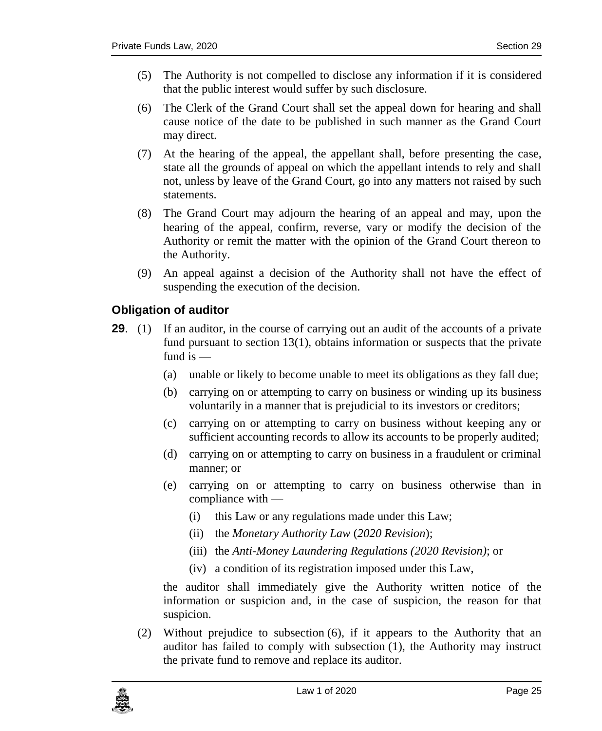(5) The Authority is not compelled to disclose any information if it is considered that the public interest would suffer by such disclosure.

(6) The Clerk of the Grand Court shall set the appeal down for hearing and shall cause notice of the date to be published in such manner as the Grand Court may direct.

(7) At the hearing of the appeal, the appellant shall, before presenting the case, state all the grounds of appeal on which the appellant intends to rely and shall not, unless by leave of the Grand Court, go into any matters not raised by such statements.

(8) The Grand Court may adjourn the hearing of an appeal and may, upon the hearing of the appeal, confirm, reverse, vary or modify the decision of the Authority or remit the matter with the opinion of the Grand Court thereon to the Authority.

(9) An appeal against a decision of the Authority shall not have the effect of suspending the execution of the decision.

### Obligation of auditor

**29**. (1) If an auditor, in the course of carrying out an audit of the accounts of a private fund pursuant to section 13(1), obtains information or suspects that the private fund is —

(a) unable or likely to become unable to meet its obligations as they fall due;

(b) carrying on or attempting to carry on business or winding up its business voluntarily in a manner that is prejudicial to its investors or creditors;

(c) carrying on or attempting to carry on business without keeping any or sufficient accounting records to allow its accounts to be properly audited;

(d) carrying on or attempting to carry on business in a fraudulent or criminal manner; or

(e) carrying on or attempting to carry on business otherwise than in compliance with —

(i) this Law or any regulations made under this Law;

(ii) the *Monetary Authority Law* (*2020 Revision*);

(iii) the *Anti-Money Laundering Regulations (2020 Revision)*; or

(iv) a condition of its registration imposed under this Law,

the auditor shall immediately give the Authority written notice of the information or suspicion and, in the case of suspicion, the reason for that suspicion.

(2) Without prejudice to subsection (6), if it appears to the Authority that an auditor has failed to comply with subsection (1), the Authority may instruct the private fund to remove and replace its auditor.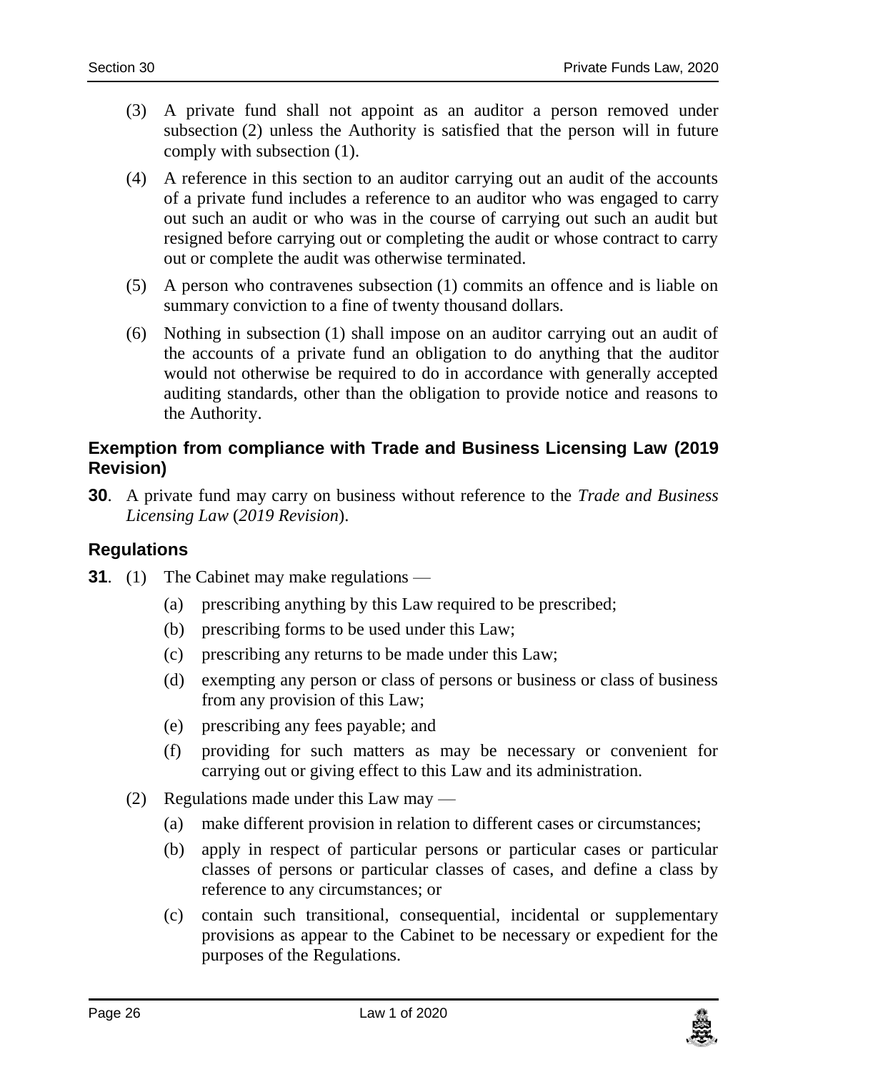(3) A private fund shall not appoint as an auditor a person removed under subsection (2) unless the Authority is satisfied that the person will in future comply with subsection (1).

(4) A reference in this section to an auditor carrying out an audit of the accounts of a private fund includes a reference to an auditor who was engaged to carry out such an audit or who was in the course of carrying out such an audit but resigned before carrying out or completing the audit or whose contract to carry out or complete the audit was otherwise terminated.

(5) A person who contravenes subsection (1) commits an offence and is liable on summary conviction to a fine of twenty thousand dollars.

(6) Nothing in subsection (1) shall impose on an auditor carrying out an audit of the accounts of a private fund an obligation to do anything that the auditor would not otherwise be required to do in accordance with generally accepted auditing standards, other than the obligation to provide notice and reasons to the Authority.

### Exemption from compliance with Trade and Business Licensing Law (2019 Revision)

**30**. A private fund may carry on business without reference to the *Trade and Business Licensing Law* (*2019 Revision*).

### Regulations

**31**. (1) The Cabinet may make regulations —

(a) prescribing anything by this Law required to be prescribed;

(b) prescribing forms to be used under this Law;

(c) prescribing any returns to be made under this Law;

(d) exempting any person or class of persons or business or class of business from any provision of this Law;

(e) prescribing any fees payable; and

(f) providing for such matters as may be necessary or convenient for carrying out or giving effect to this Law and its administration.

(2) Regulations made under this Law may —

(a) make different provision in relation to different cases or circumstances;

(b) apply in respect of particular persons or particular cases or particular classes of persons or particular classes of cases, and define a class by reference to any circumstances; or

(c) contain such transitional, consequential, incidental or supplementary provisions as appear to the Cabinet to be necessary or expedient for the purposes of the Regulations.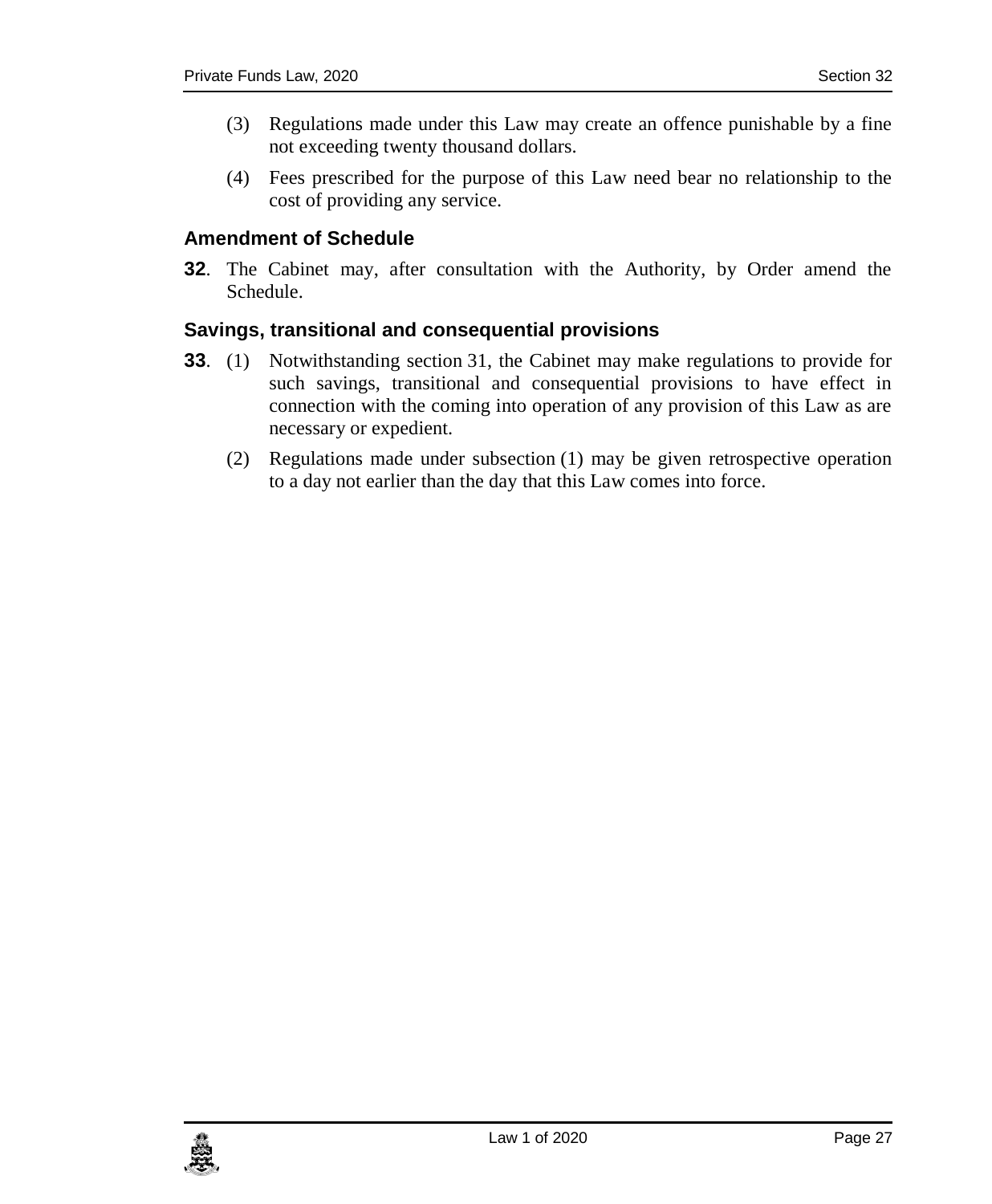(3) Regulations made under this Law may create an offence punishable by a fine not exceeding twenty thousand dollars.

(4) Fees prescribed for the purpose of this Law need bear no relationship to the cost of providing any service.

### Amendment of Schedule

**32**. The Cabinet may, after consultation with the Authority, by Order amend the Schedule.

### Savings, transitional and consequential provisions

**33**. (1) Notwithstanding section 31, the Cabinet may make regulations to provide for such savings, transitional and consequential provisions to have effect in connection with the coming into operation of any provision of this Law as are necessary or expedient.

(2) Regulations made under subsection (1) may be given retrospective operation to a day not earlier than the day that this Law comes into force.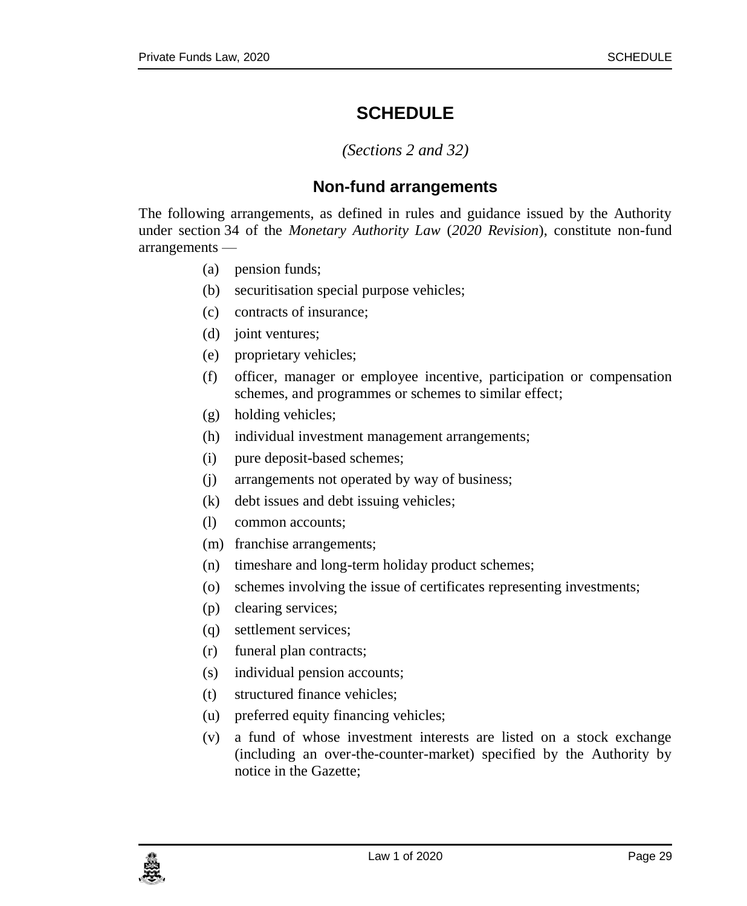# SCHEDULE

*(Sections 2 and 32)*

## Non-fund arrangements

The following arrangements, as defined in rules and guidance issued by the Authority under section 34 of the *Monetary Authority Law* (*2020 Revision*), constitute non-fund arrangements —

(a) pension funds;

(b) securitisation special purpose vehicles;

(c) contracts of insurance;

(d) joint ventures;

(e) proprietary vehicles;

(f) officer, manager or employee incentive, participation or compensation schemes, and programmes or schemes to similar effect;

(g) holding vehicles;

(h) individual investment management arrangements;

(i) pure deposit-based schemes;

(j) arrangements not operated by way of business;

(k) debt issues and debt issuing vehicles;

(l) common accounts;

(m) franchise arrangements;

(n) timeshare and long-term holiday product schemes;

(o) schemes involving the issue of certificates representing investments;

(p) clearing services;

(q) settlement services;

(r) funeral plan contracts;

(s) individual pension accounts;

(t) structured finance vehicles;

(u) preferred equity financing vehicles;

(v) a fund of whose investment interests are listed on a stock exchange (including an over-the-counter-market) specified by the Authority by notice in the Gazette;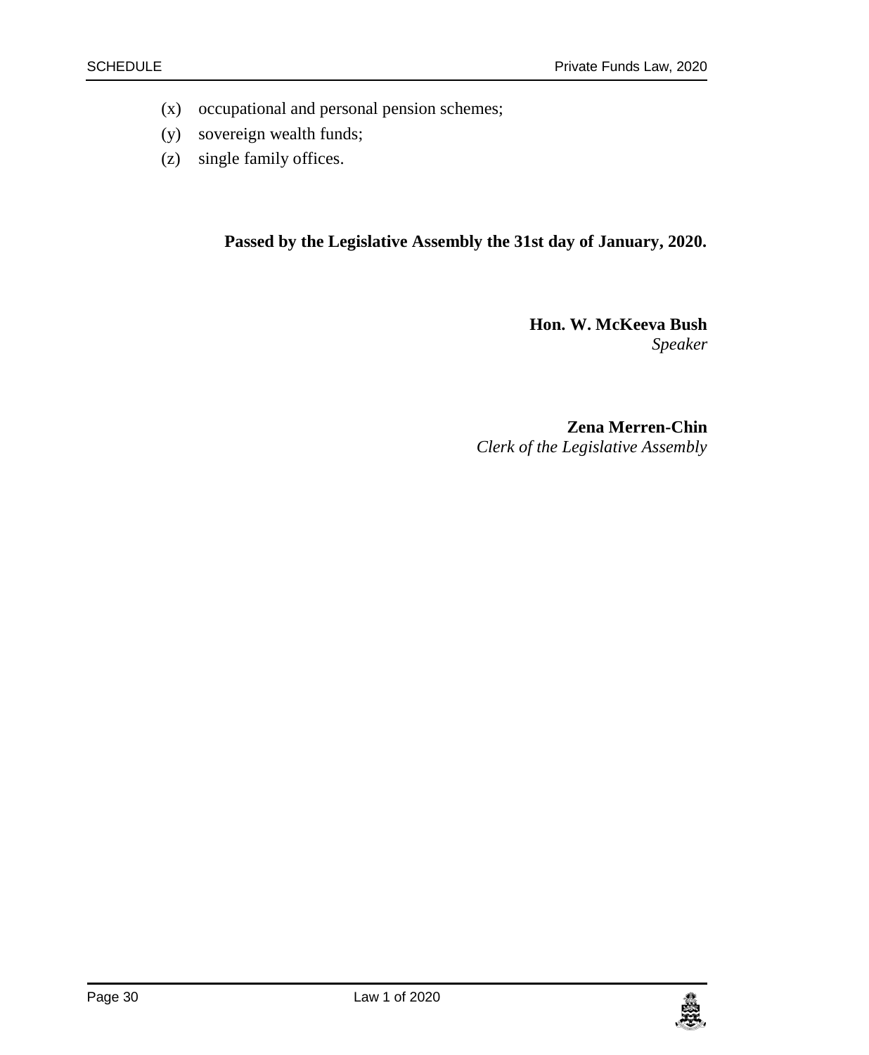(x) occupational and personal pension schemes;

(y) sovereign wealth funds;

(z) single family offices.

**Passed by the Legislative Assembly the 31st day of January, 2020.**

**Hon. W. McKeeva Bush**
*Speaker*

**Zena Merren-Chin**
*Clerk of the Legislative Assembly*